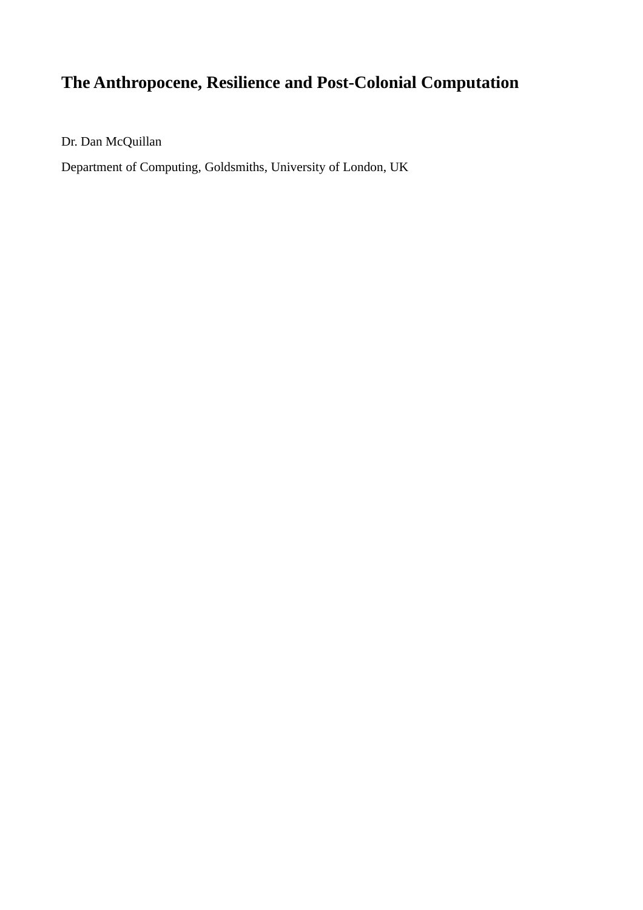# The Anthropocene, Resilience and Post-Colonial Computation

Dr. Dan McQuillan

Department of Computing, Goldsmiths, University of London, UK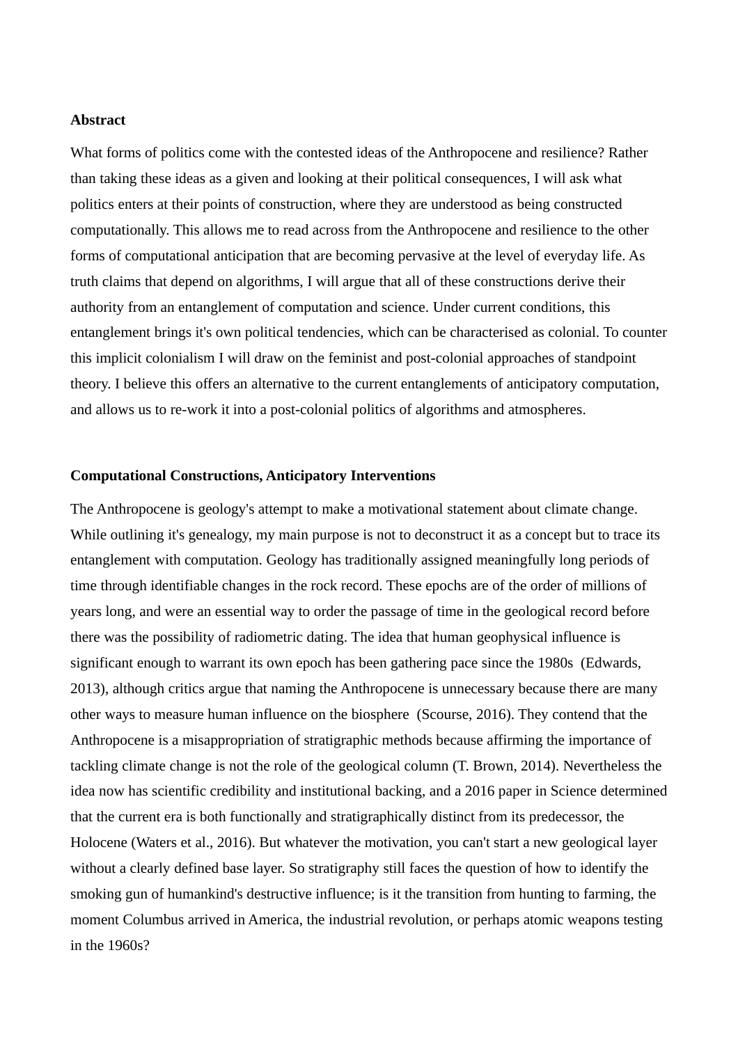**Abstract**

What forms of politics come with the contested ideas of the Anthropocene and resilience? Rather than taking these ideas as a given and looking at their political consequences, I will ask what politics enters at their points of construction, where they are understood as being constructed computationally. This allows me to read across from the Anthropocene and resilience to the other forms of computational anticipation that are becoming pervasive at the level of everyday life. As truth claims that depend on algorithms, I will argue that all of these constructions derive their authority from an entanglement of computation and science. Under current conditions, this entanglement brings it's own political tendencies, which can be characterised as colonial. To counter this implicit colonialism I will draw on the feminist and post-colonial approaches of standpoint theory. I believe this offers an alternative to the current entanglements of anticipatory computation, and allows us to re-work it into a post-colonial politics of algorithms and atmospheres.

**Computational Constructions, Anticipatory Interventions**

The Anthropocene is geology's attempt to make a motivational statement about climate change. While outlining it's genealogy, my main purpose is not to deconstruct it as a concept but to trace its entanglement with computation. Geology has traditionally assigned meaningfully long periods of time through identifiable changes in the rock record. These epochs are of the order of millions of years long, and were an essential way to order the passage of time in the geological record before there was the possibility of radiometric dating. The idea that human geophysical influence is significant enough to warrant its own epoch has been gathering pace since the 1980s (Edwards, 2013), although critics argue that naming the Anthropocene is unnecessary because there are many other ways to measure human influence on the biosphere (Scourse, 2016). They contend that the Anthropocene is a misappropriation of stratigraphic methods because affirming the importance of tackling climate change is not the role of the geological column (T. Brown, 2014). Nevertheless the idea now has scientific credibility and institutional backing, and a 2016 paper in Science determined that the current era is both functionally and stratigraphically distinct from its predecessor, the Holocene (Waters et al., 2016). But whatever the motivation, you can't start a new geological layer without a clearly defined base layer. So stratigraphy still faces the question of how to identify the smoking gun of humankind's destructive influence; is it the transition from hunting to farming, the moment Columbus arrived in America, the industrial revolution, or perhaps atomic weapons testing in the 1960s?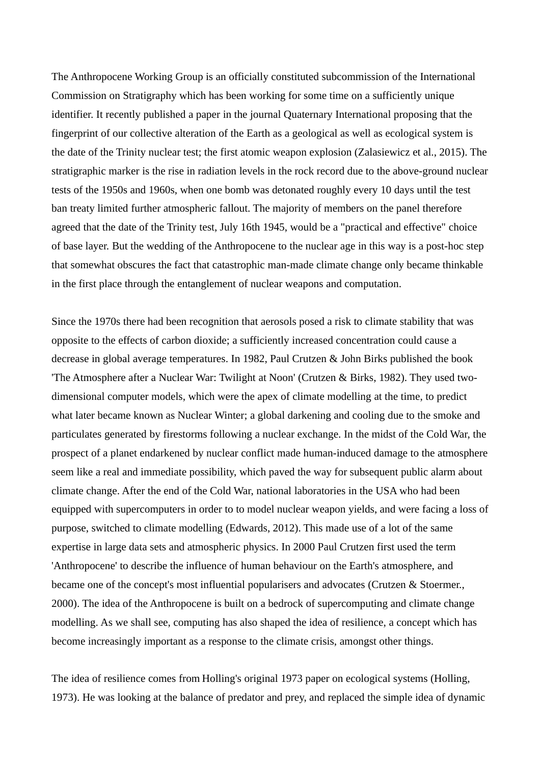The Anthropocene Working Group is an officially constituted subcommission of the International Commission on Stratigraphy which has been working for some time on a sufficiently unique identifier. It recently published a paper in the journal Quaternary International proposing that the fingerprint of our collective alteration of the Earth as a geological as well as ecological system is the date of the Trinity nuclear test; the first atomic weapon explosion (Zalasiewicz et al., 2015). The stratigraphic marker is the rise in radiation levels in the rock record due to the above-ground nuclear tests of the 1950s and 1960s, when one bomb was detonated roughly every 10 days until the test ban treaty limited further atmospheric fallout. The majority of members on the panel therefore agreed that the date of the Trinity test, July 16th 1945, would be a "practical and effective" choice of base layer. But the wedding of the Anthropocene to the nuclear age in this way is a post-hoc step that somewhat obscures the fact that catastrophic man-made climate change only became thinkable in the first place through the entanglement of nuclear weapons and computation.

Since the 1970s there had been recognition that aerosols posed a risk to climate stability that was opposite to the effects of carbon dioxide; a sufficiently increased concentration could cause a decrease in global average temperatures. In 1982, Paul Crutzen & John Birks published the book 'The Atmosphere after a Nuclear War: Twilight at Noon' (Crutzen & Birks, 1982). They used two-dimensional computer models, which were the apex of climate modelling at the time, to predict what later became known as Nuclear Winter; a global darkening and cooling due to the smoke and particulates generated by firestorms following a nuclear exchange. In the midst of the Cold War, the prospect of a planet endarkened by nuclear conflict made human-induced damage to the atmosphere seem like a real and immediate possibility, which paved the way for subsequent public alarm about climate change. After the end of the Cold War, national laboratories in the USA who had been equipped with supercomputers in order to to model nuclear weapon yields, and were facing a loss of purpose, switched to climate modelling (Edwards, 2012). This made use of a lot of the same expertise in large data sets and atmospheric physics. In 2000 Paul Crutzen first used the term 'Anthropocene' to describe the influence of human behaviour on the Earth's atmosphere, and became one of the concept's most influential popularisers and advocates (Crutzen & Stoermer., 2000). The idea of the Anthropocene is built on a bedrock of supercomputing and climate change modelling. As we shall see, computing has also shaped the idea of resilience, a concept which has become increasingly important as a response to the climate crisis, amongst other things.

The idea of resilience comes from Holling's original 1973 paper on ecological systems (Holling, 1973). He was looking at the balance of predator and prey, and replaced the simple idea of dynamic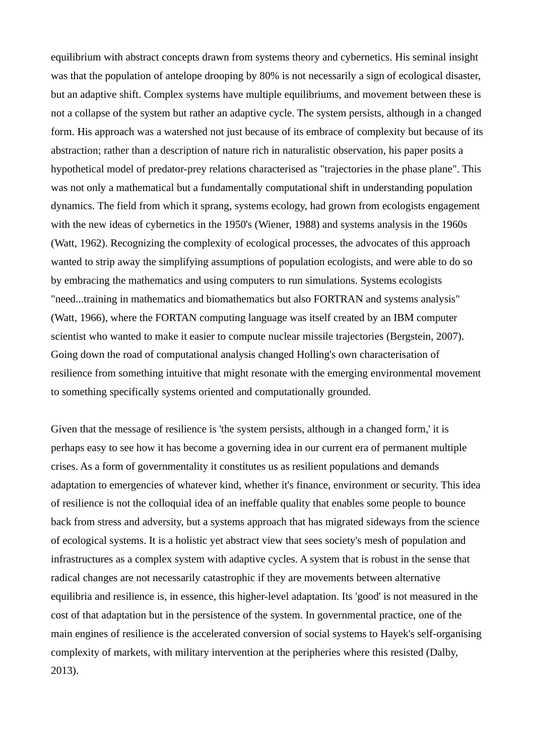equilibrium with abstract concepts drawn from systems theory and cybernetics. His seminal insight was that the population of antelope drooping by 80% is not necessarily a sign of ecological disaster, but an adaptive shift. Complex systems have multiple equilibriums, and movement between these is not a collapse of the system but rather an adaptive cycle. The system persists, although in a changed form. His approach was a watershed not just because of its embrace of complexity but because of its abstraction; rather than a description of nature rich in naturalistic observation, his paper posits a hypothetical model of predator-prey relations characterised as "trajectories in the phase plane". This was not only a mathematical but a fundamentally computational shift in understanding population dynamics. The field from which it sprang, systems ecology, had grown from ecologists engagement with the new ideas of cybernetics in the 1950's (Wiener, 1988) and systems analysis in the 1960s (Watt, 1962). Recognizing the complexity of ecological processes, the advocates of this approach wanted to strip away the simplifying assumptions of population ecologists, and were able to do so by embracing the mathematics and using computers to run simulations. Systems ecologists "need...training in mathematics and biomathematics but also FORTRAN and systems analysis" (Watt, 1966), where the FORTAN computing language was itself created by an IBM computer scientist who wanted to make it easier to compute nuclear missile trajectories (Bergstein, 2007). Going down the road of computational analysis changed Holling's own characterisation of resilience from something intuitive that might resonate with the emerging environmental movement to something specifically systems oriented and computationally grounded.

Given that the message of resilience is 'the system persists, although in a changed form,' it is perhaps easy to see how it has become a governing idea in our current era of permanent multiple crises. As a form of governmentality it constitutes us as resilient populations and demands adaptation to emergencies of whatever kind, whether it's finance, environment or security. This idea of resilience is not the colloquial idea of an ineffable quality that enables some people to bounce back from stress and adversity, but a systems approach that has migrated sideways from the science of ecological systems. It is a holistic yet abstract view that sees society's mesh of population and infrastructures as a complex system with adaptive cycles. A system that is robust in the sense that radical changes are not necessarily catastrophic if they are movements between alternative equilibria and resilience is, in essence, this higher-level adaptation. Its 'good' is not measured in the cost of that adaptation but in the persistence of the system. In governmental practice, one of the main engines of resilience is the accelerated conversion of social systems to Hayek's self-organising complexity of markets, with military intervention at the peripheries where this resisted (Dalby, 2013).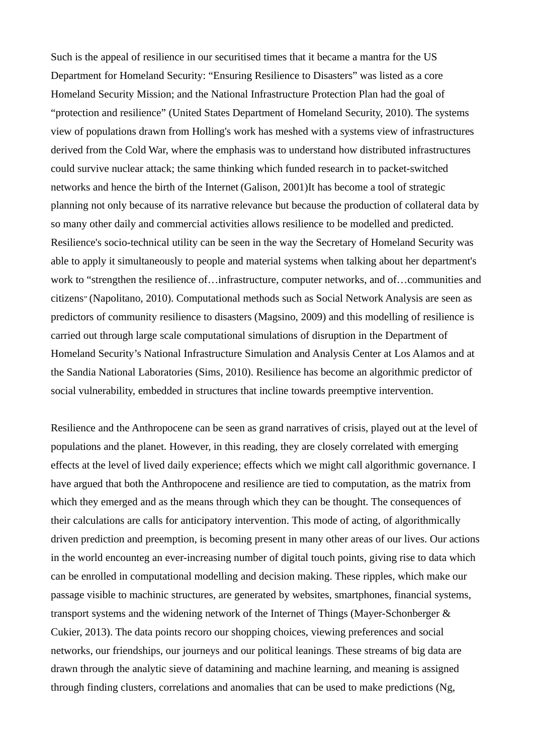Such is the appeal of resilience in our securitised times that it became a mantra for the US Department for Homeland Security: "Ensuring Resilience to Disasters" was listed as a core Homeland Security Mission; and the National Infrastructure Protection Plan had the goal of "protection and resilience" (United States Department of Homeland Security, 2010). The systems view of populations drawn from Holling's work has meshed with a systems view of infrastructures derived from the Cold War, where the emphasis was to understand how distributed infrastructures could survive nuclear attack; the same thinking which funded research in to packet-switched networks and hence the birth of the Internet (Galison, 2001)It has become a tool of strategic planning not only because of its narrative relevance but because the production of collateral data by so many other daily and commercial activities allows resilience to be modelled and predicted. Resilience's socio-technical utility can be seen in the way the Secretary of Homeland Security was able to apply it simultaneously to people and material systems when talking about her department's work to "strengthen the resilience of…infrastructure, computer networks, and of…communities and citizens" (Napolitano, 2010). Computational methods such as Social Network Analysis are seen as predictors of community resilience to disasters (Magsino, 2009) and this modelling of resilience is carried out through large scale computational simulations of disruption in the Department of Homeland Security's National Infrastructure Simulation and Analysis Center at Los Alamos and at the Sandia National Laboratories (Sims, 2010). Resilience has become an algorithmic predictor of social vulnerability, embedded in structures that incline towards preemptive intervention.

Resilience and the Anthropocene can be seen as grand narratives of crisis, played out at the level of populations and the planet. However, in this reading, they are closely correlated with emerging effects at the level of lived daily experience; effects which we might call algorithmic governance. I have argued that both the Anthropocene and resilience are tied to computation, as the matrix from which they emerged and as the means through which they can be thought. The consequences of their calculations are calls for anticipatory intervention. This mode of acting, of algorithmically driven prediction and preemption, is becoming present in many other areas of our lives. Our actions in the world encounteg an ever-increasing number of digital touch points, giving rise to data which can be enrolled in computational modelling and decision making. These ripples, which make our passage visible to machinic structures, are generated by websites, smartphones, financial systems, transport systems and the widening network of the Internet of Things (Mayer-Schonberger & Cukier, 2013). The data points recoro our shopping choices, viewing preferences and social networks, our friendships, our journeys and our political leanings. These streams of big data are drawn through the analytic sieve of datamining and machine learning, and meaning is assigned through finding clusters, correlations and anomalies that can be used to make predictions (Ng,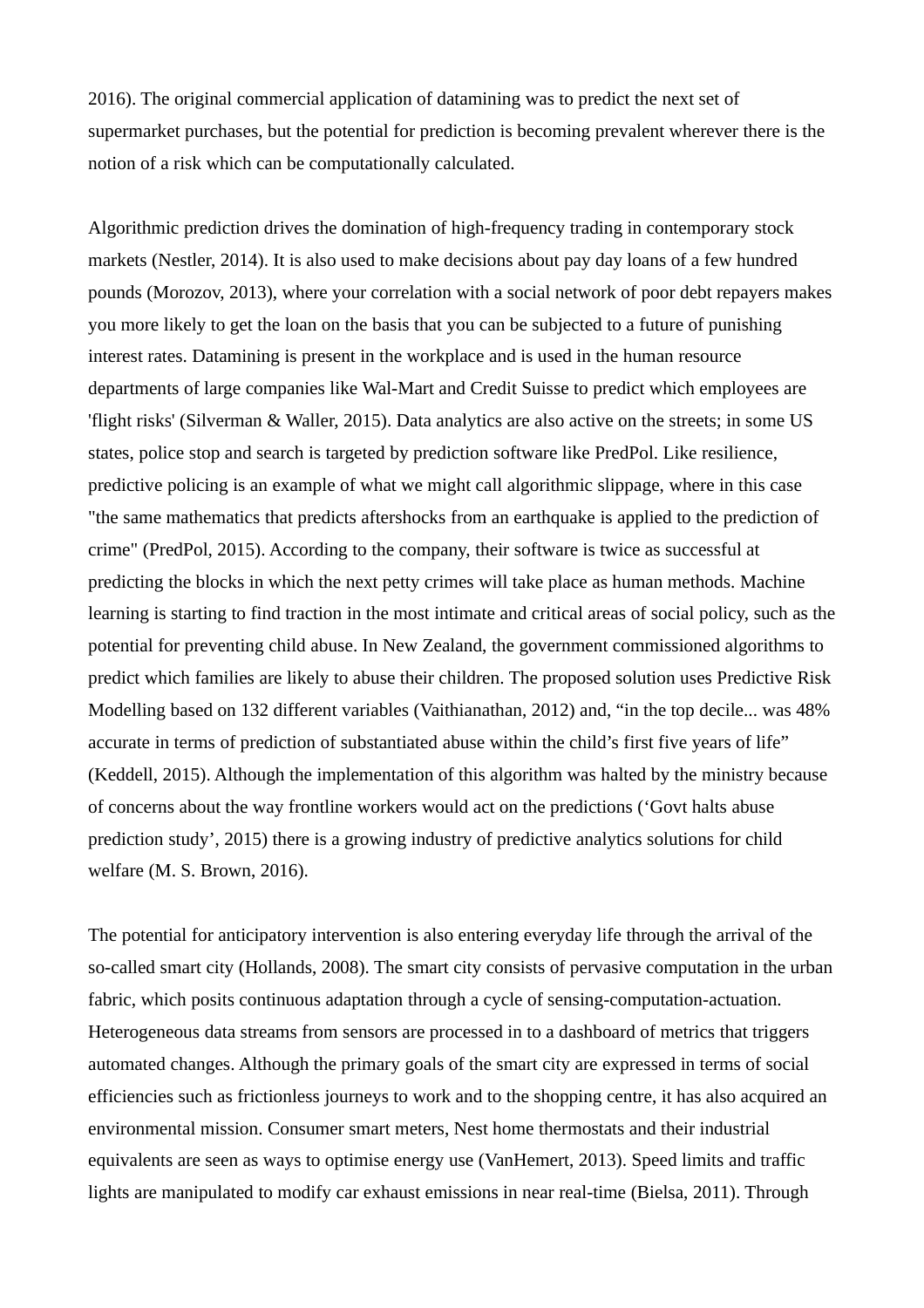2016). The original commercial application of datamining was to predict the next set of supermarket purchases, but the potential for prediction is becoming prevalent wherever there is the notion of a risk which can be computationally calculated.

Algorithmic prediction drives the domination of high-frequency trading in contemporary stock markets (Nestler, 2014). It is also used to make decisions about pay day loans of a few hundred pounds (Morozov, 2013), where your correlation with a social network of poor debt repayers makes you more likely to get the loan on the basis that you can be subjected to a future of punishing interest rates. Datamining is present in the workplace and is used in the human resource departments of large companies like Wal-Mart and Credit Suisse to predict which employees are 'flight risks' (Silverman & Waller, 2015). Data analytics are also active on the streets; in some US states, police stop and search is targeted by prediction software like PredPol. Like resilience, predictive policing is an example of what we might call algorithmic slippage, where in this case "the same mathematics that predicts aftershocks from an earthquake is applied to the prediction of crime" (PredPol, 2015). According to the company, their software is twice as successful at predicting the blocks in which the next petty crimes will take place as human methods. Machine learning is starting to find traction in the most intimate and critical areas of social policy, such as the potential for preventing child abuse. In New Zealand, the government commissioned algorithms to predict which families are likely to abuse their children. The proposed solution uses Predictive Risk Modelling based on 132 different variables (Vaithianathan, 2012) and, "in the top decile... was 48% accurate in terms of prediction of substantiated abuse within the child's first five years of life" (Keddell, 2015). Although the implementation of this algorithm was halted by the ministry because of concerns about the way frontline workers would act on the predictions ('Govt halts abuse prediction study', 2015) there is a growing industry of predictive analytics solutions for child welfare (M. S. Brown, 2016).

The potential for anticipatory intervention is also entering everyday life through the arrival of the so-called smart city (Hollands, 2008). The smart city consists of pervasive computation in the urban fabric, which posits continuous adaptation through a cycle of sensing-computation-actuation. Heterogeneous data streams from sensors are processed in to a dashboard of metrics that triggers automated changes. Although the primary goals of the smart city are expressed in terms of social efficiencies such as frictionless journeys to work and to the shopping centre, it has also acquired an environmental mission. Consumer smart meters, Nest home thermostats and their industrial equivalents are seen as ways to optimise energy use (VanHemert, 2013). Speed limits and traffic lights are manipulated to modify car exhaust emissions in near real-time (Bielsa, 2011). Through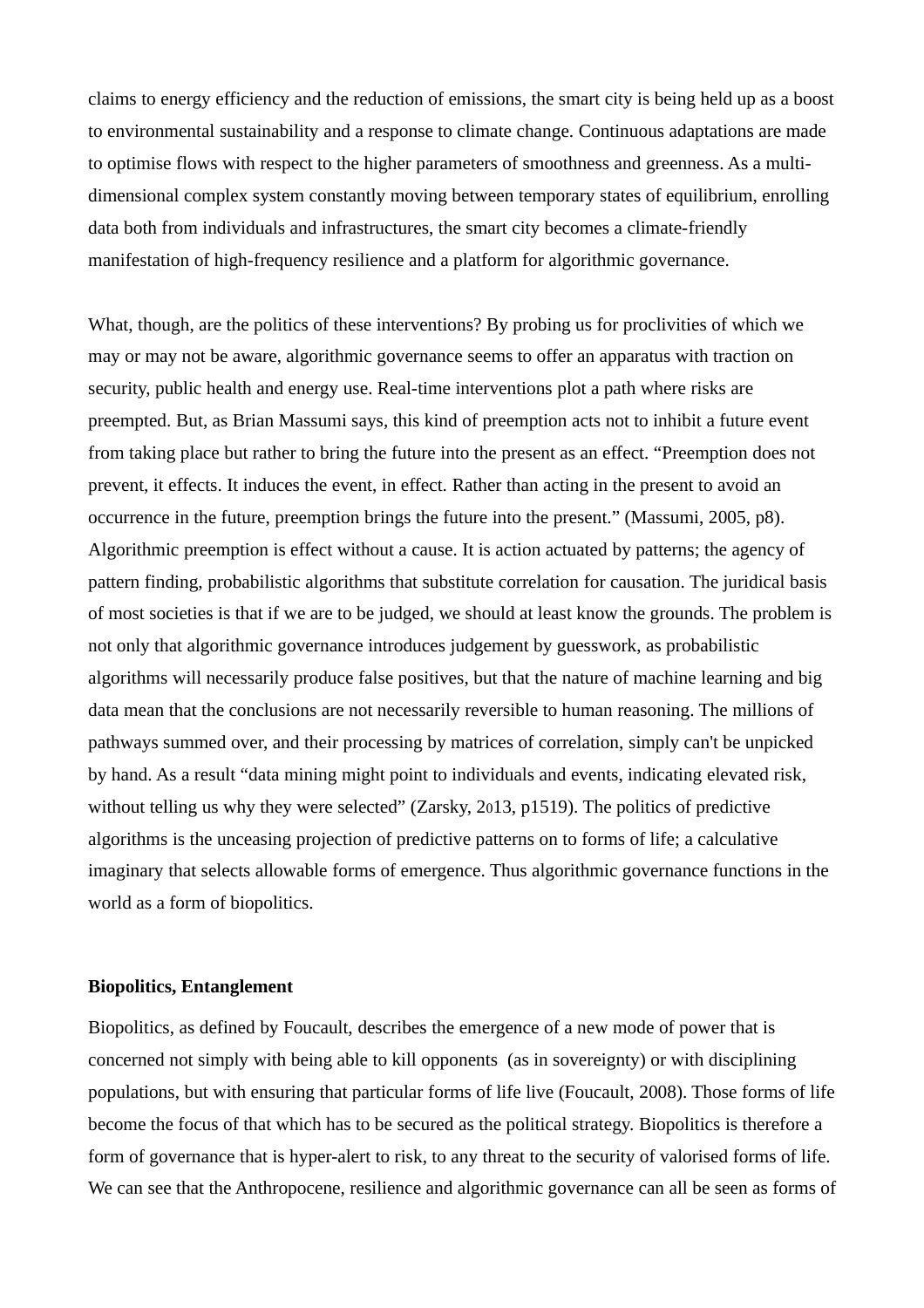claims to energy efficiency and the reduction of emissions, the smart city is being held up as a boost to environmental sustainability and a response to climate change. Continuous adaptations are made to optimise flows with respect to the higher parameters of smoothness and greenness. As a multi-dimensional complex system constantly moving between temporary states of equilibrium, enrolling data both from individuals and infrastructures, the smart city becomes a climate-friendly manifestation of high-frequency resilience and a platform for algorithmic governance.

What, though, are the politics of these interventions? By probing us for proclivities of which we may or may not be aware, algorithmic governance seems to offer an apparatus with traction on security, public health and energy use. Real-time interventions plot a path where risks are preempted. But, as Brian Massumi says, this kind of preemption acts not to inhibit a future event from taking place but rather to bring the future into the present as an effect. “Preemption does not prevent, it effects. It induces the event, in effect. Rather than acting in the present to avoid an occurrence in the future, preemption brings the future into the present.” (Massumi, 2005, p8). Algorithmic preemption is effect without a cause. It is action actuated by patterns; the agency of pattern finding, probabilistic algorithms that substitute correlation for causation. The juridical basis of most societies is that if we are to be judged, we should at least know the grounds. The problem is not only that algorithmic governance introduces judgement by guesswork, as probabilistic algorithms will necessarily produce false positives, but that the nature of machine learning and big data mean that the conclusions are not necessarily reversible to human reasoning. The millions of pathways summed over, and their processing by matrices of correlation, simply can't be unpicked by hand. As a result “data mining might point to individuals and events, indicating elevated risk, without telling us why they were selected” (Zarsky, 2013, p1519). The politics of predictive algorithms is the unceasing projection of predictive patterns on to forms of life; a calculative imaginary that selects allowable forms of emergence. Thus algorithmic governance functions in the world as a form of biopolitics.

**Biopolitics, Entanglement**

Biopolitics, as defined by Foucault, describes the emergence of a new mode of power that is concerned not simply with being able to kill opponents (as in sovereignty) or with disciplining populations, but with ensuring that particular forms of life live (Foucault, 2008). Those forms of life become the focus of that which has to be secured as the political strategy. Biopolitics is therefore a form of governance that is hyper-alert to risk, to any threat to the security of valorised forms of life. We can see that the Anthropocene, resilience and algorithmic governance can all be seen as forms of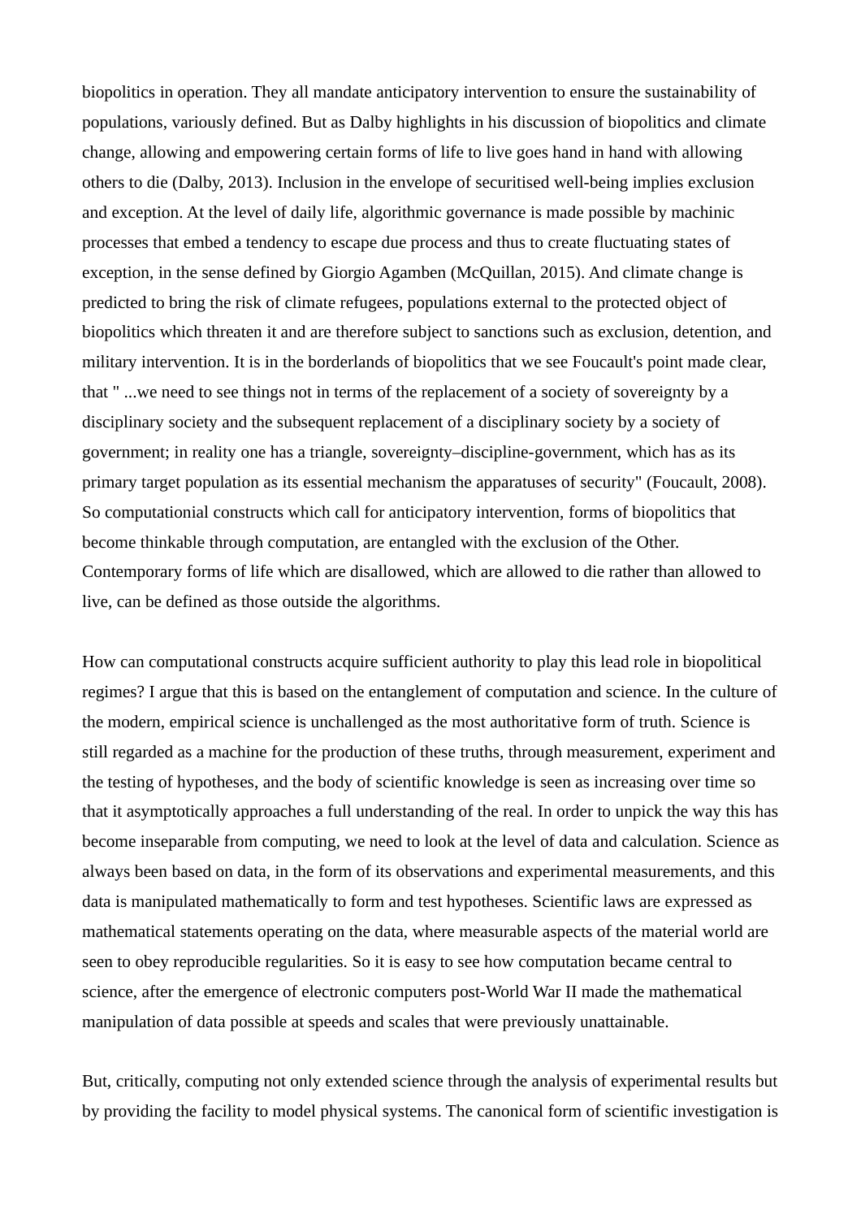biopolitics in operation. They all mandate anticipatory intervention to ensure the sustainability of populations, variously defined. But as Dalby highlights in his discussion of biopolitics and climate change, allowing and empowering certain forms of life to live goes hand in hand with allowing others to die (Dalby, 2013). Inclusion in the envelope of securitised well-being implies exclusion and exception. At the level of daily life, algorithmic governance is made possible by machinic processes that embed a tendency to escape due process and thus to create fluctuating states of exception, in the sense defined by Giorgio Agamben (McQuillan, 2015). And climate change is predicted to bring the risk of climate refugees, populations external to the protected object of biopolitics which threaten it and are therefore subject to sanctions such as exclusion, detention, and military intervention. It is in the borderlands of biopolitics that we see Foucault's point made clear, that " ...we need to see things not in terms of the replacement of a society of sovereignty by a disciplinary society and the subsequent replacement of a disciplinary society by a society of government; in reality one has a triangle, sovereignty–discipline-government, which has as its primary target population as its essential mechanism the apparatuses of security" (Foucault, 2008). So computationial constructs which call for anticipatory intervention, forms of biopolitics that become thinkable through computation, are entangled with the exclusion of the Other. Contemporary forms of life which are disallowed, which are allowed to die rather than allowed to live, can be defined as those outside the algorithms.

How can computational constructs acquire sufficient authority to play this lead role in biopolitical regimes? I argue that this is based on the entanglement of computation and science. In the culture of the modern, empirical science is unchallenged as the most authoritative form of truth. Science is still regarded as a machine for the production of these truths, through measurement, experiment and the testing of hypotheses, and the body of scientific knowledge is seen as increasing over time so that it asymptotically approaches a full understanding of the real. In order to unpick the way this has become inseparable from computing, we need to look at the level of data and calculation. Science as always been based on data, in the form of its observations and experimental measurements, and this data is manipulated mathematically to form and test hypotheses. Scientific laws are expressed as mathematical statements operating on the data, where measurable aspects of the material world are seen to obey reproducible regularities. So it is easy to see how computation became central to science, after the emergence of electronic computers post-World War II made the mathematical manipulation of data possible at speeds and scales that were previously unattainable.

But, critically, computing not only extended science through the analysis of experimental results but by providing the facility to model physical systems. The canonical form of scientific investigation is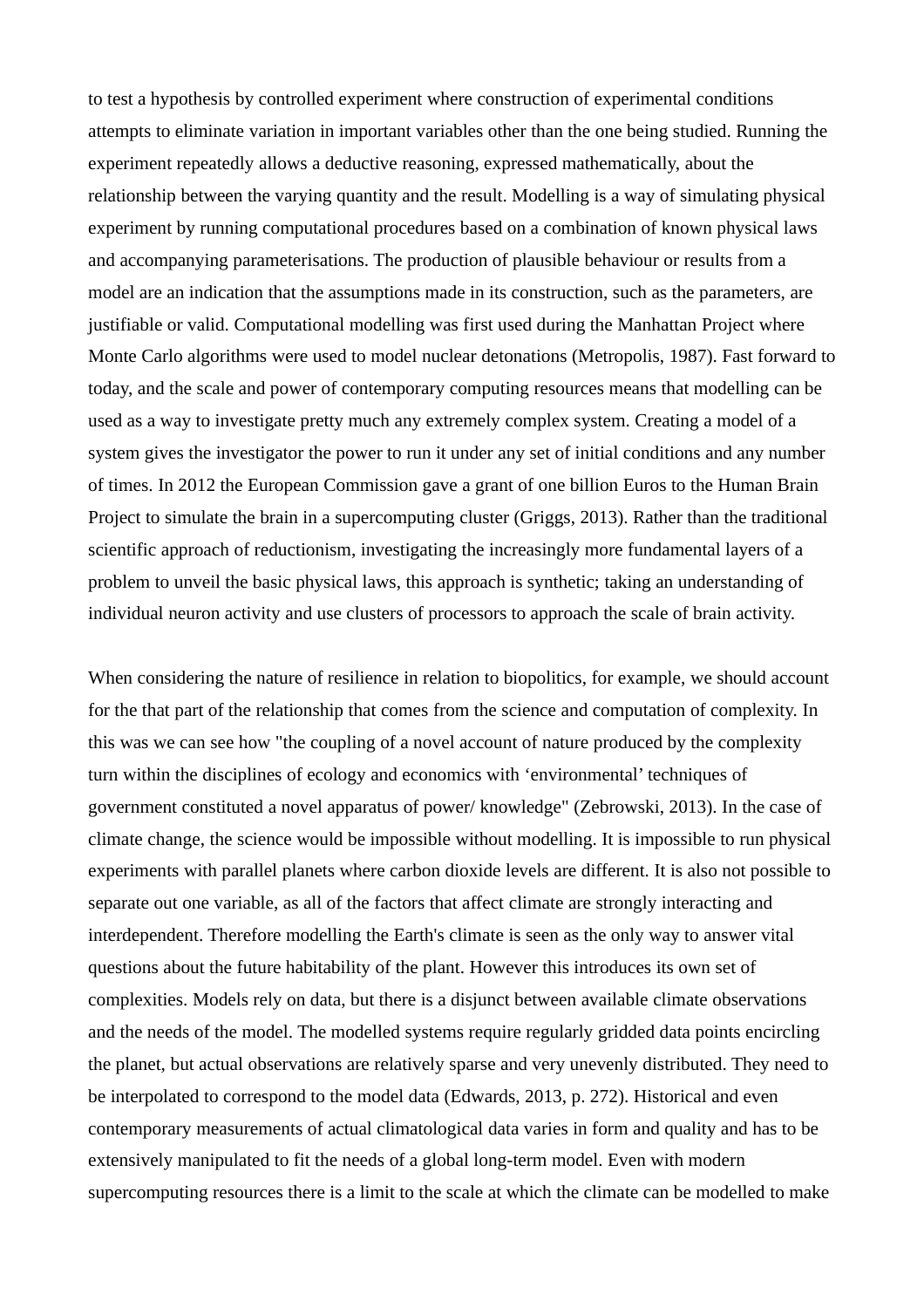to test a hypothesis by controlled experiment where construction of experimental conditions attempts to eliminate variation in important variables other than the one being studied. Running the experiment repeatedly allows a deductive reasoning, expressed mathematically, about the relationship between the varying quantity and the result. Modelling is a way of simulating physical experiment by running computational procedures based on a combination of known physical laws and accompanying parameterisations. The production of plausible behaviour or results from a model are an indication that the assumptions made in its construction, such as the parameters, are justifiable or valid. Computational modelling was first used during the Manhattan Project where Monte Carlo algorithms were used to model nuclear detonations (Metropolis, 1987). Fast forward to today, and the scale and power of contemporary computing resources means that modelling can be used as a way to investigate pretty much any extremely complex system. Creating a model of a system gives the investigator the power to run it under any set of initial conditions and any number of times. In 2012 the European Commission gave a grant of one billion Euros to the Human Brain Project to simulate the brain in a supercomputing cluster (Griggs, 2013). Rather than the traditional scientific approach of reductionism, investigating the increasingly more fundamental layers of a problem to unveil the basic physical laws, this approach is synthetic; taking an understanding of individual neuron activity and use clusters of processors to approach the scale of brain activity.

When considering the nature of resilience in relation to biopolitics, for example, we should account for the that part of the relationship that comes from the science and computation of complexity. In this was we can see how "the coupling of a novel account of nature produced by the complexity turn within the disciplines of ecology and economics with 'environmental' techniques of government constituted a novel apparatus of power/ knowledge" (Zebrowski, 2013). In the case of climate change, the science would be impossible without modelling. It is impossible to run physical experiments with parallel planets where carbon dioxide levels are different. It is also not possible to separate out one variable, as all of the factors that affect climate are strongly interacting and interdependent. Therefore modelling the Earth's climate is seen as the only way to answer vital questions about the future habitability of the plant. However this introduces its own set of complexities. Models rely on data, but there is a disjunct between available climate observations and the needs of the model. The modelled systems require regularly gridded data points encircling the planet, but actual observations are relatively sparse and very unevenly distributed. They need to be interpolated to correspond to the model data (Edwards, 2013, p. 272). Historical and even contemporary measurements of actual climatological data varies in form and quality and has to be extensively manipulated to fit the needs of a global long-term model. Even with modern supercomputing resources there is a limit to the scale at which the climate can be modelled to make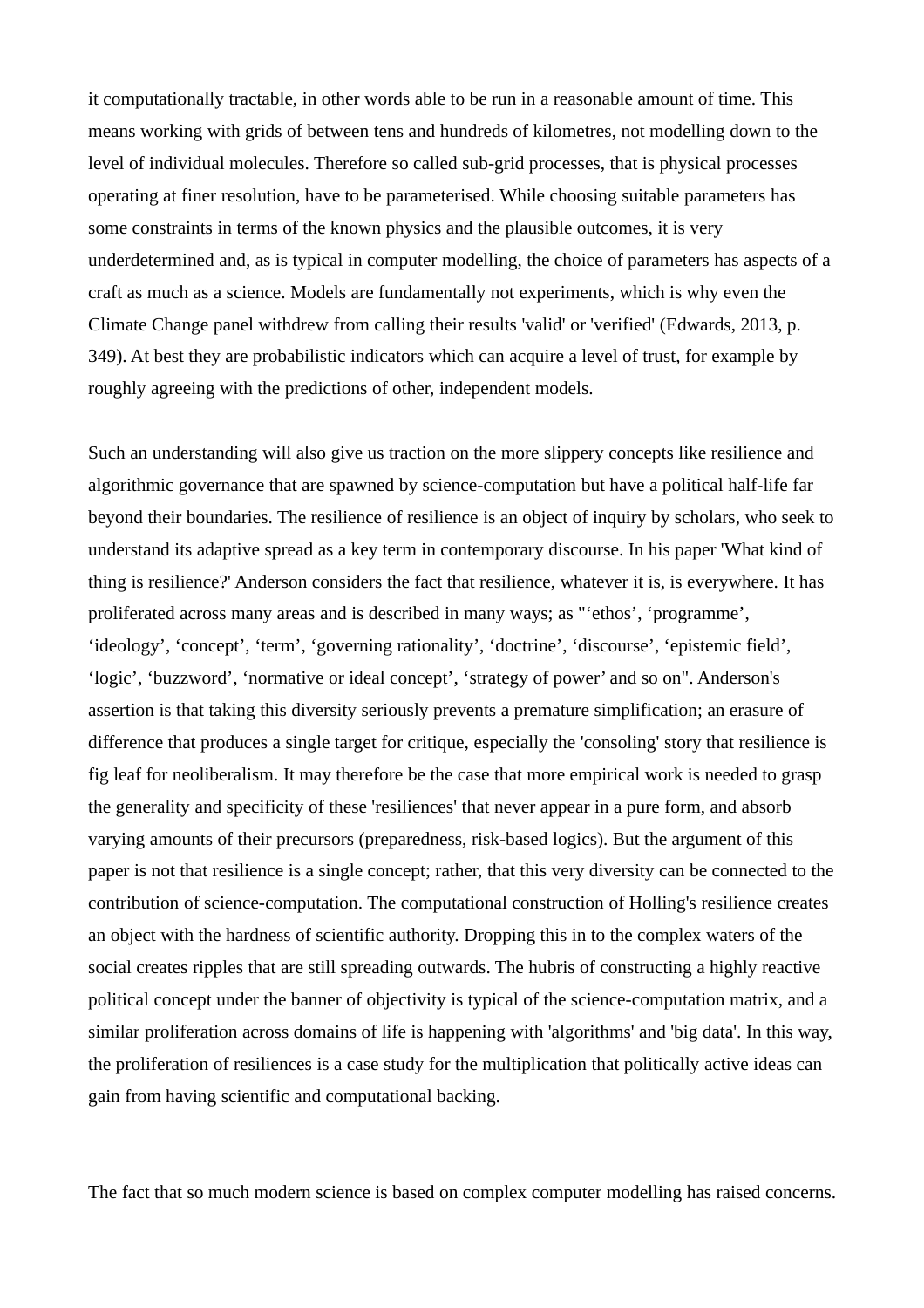it computationally tractable, in other words able to be run in a reasonable amount of time. This means working with grids of between tens and hundreds of kilometres, not modelling down to the level of individual molecules. Therefore so called sub-grid processes, that is physical processes operating at finer resolution, have to be parameterised. While choosing suitable parameters has some constraints in terms of the known physics and the plausible outcomes, it is very underdetermined and, as is typical in computer modelling, the choice of parameters has aspects of a craft as much as a science. Models are fundamentally not experiments, which is why even the Climate Change panel withdrew from calling their results 'valid' or 'verified' (Edwards, 2013, p. 349). At best they are probabilistic indicators which can acquire a level of trust, for example by roughly agreeing with the predictions of other, independent models.

Such an understanding will also give us traction on the more slippery concepts like resilience and algorithmic governance that are spawned by science-computation but have a political half-life far beyond their boundaries. The resilience of resilience is an object of inquiry by scholars, who seek to understand its adaptive spread as a key term in contemporary discourse. In his paper 'What kind of thing is resilience?' Anderson considers the fact that resilience, whatever it is, is everywhere. It has proliferated across many areas and is described in many ways; as "'ethos', 'programme', 'ideology', 'concept', 'term', 'governing rationality', 'doctrine', 'discourse', 'epistemic field', 'logic', 'buzzword', 'normative or ideal concept', 'strategy of power' and so on". Anderson's assertion is that taking this diversity seriously prevents a premature simplification; an erasure of difference that produces a single target for critique, especially the 'consoling' story that resilience is fig leaf for neoliberalism. It may therefore be the case that more empirical work is needed to grasp the generality and specificity of these 'resiliences' that never appear in a pure form, and absorb varying amounts of their precursors (preparedness, risk-based logics). But the argument of this paper is not that resilience is a single concept; rather, that this very diversity can be connected to the contribution of science-computation. The computational construction of Holling's resilience creates an object with the hardness of scientific authority. Dropping this in to the complex waters of the social creates ripples that are still spreading outwards. The hubris of constructing a highly reactive political concept under the banner of objectivity is typical of the science-computation matrix, and a similar proliferation across domains of life is happening with 'algorithms' and 'big data'. In this way, the proliferation of resiliences is a case study for the multiplication that politically active ideas can gain from having scientific and computational backing.

The fact that so much modern science is based on complex computer modelling has raised concerns.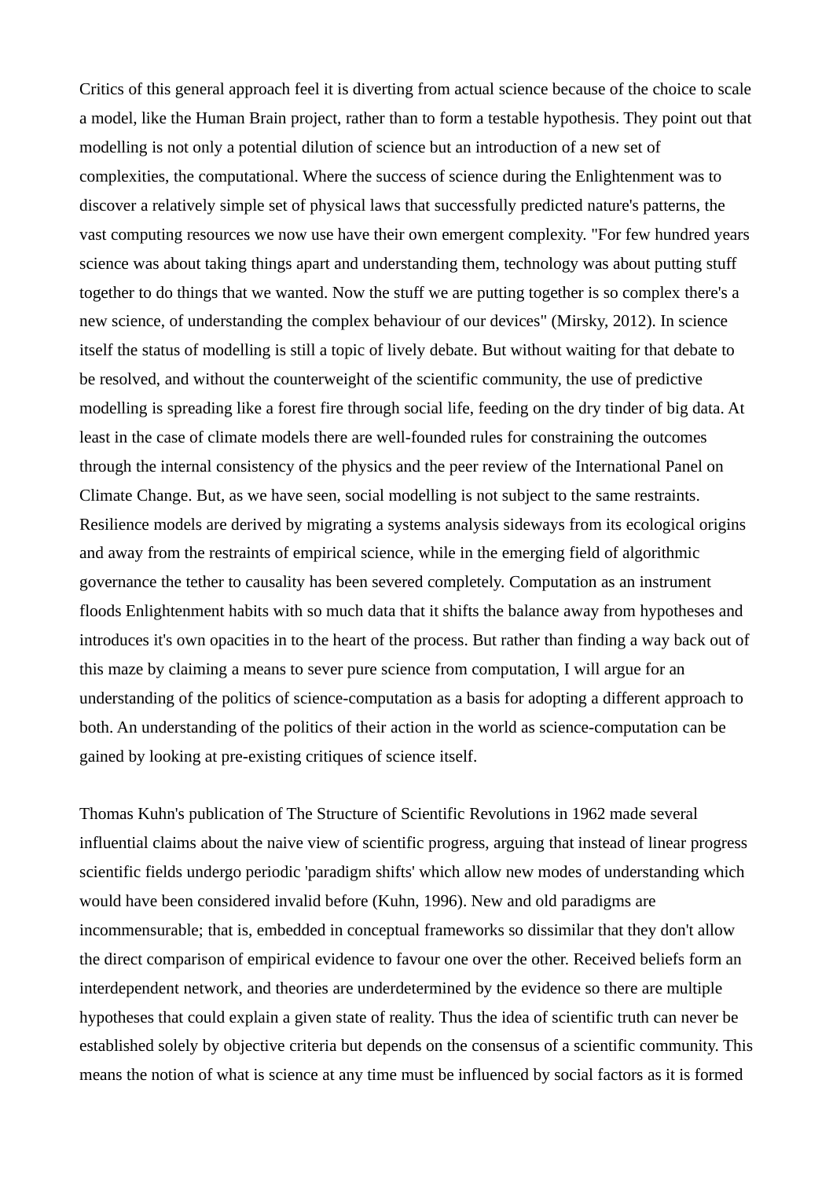Critics of this general approach feel it is diverting from actual science because of the choice to scale a model, like the Human Brain project, rather than to form a testable hypothesis. They point out that modelling is not only a potential dilution of science but an introduction of a new set of complexities, the computational. Where the success of science during the Enlightenment was to discover a relatively simple set of physical laws that successfully predicted nature's patterns, the vast computing resources we now use have their own emergent complexity. "For few hundred years science was about taking things apart and understanding them, technology was about putting stuff together to do things that we wanted. Now the stuff we are putting together is so complex there's a new science, of understanding the complex behaviour of our devices" (Mirsky, 2012). In science itself the status of modelling is still a topic of lively debate. But without waiting for that debate to be resolved, and without the counterweight of the scientific community, the use of predictive modelling is spreading like a forest fire through social life, feeding on the dry tinder of big data. At least in the case of climate models there are well-founded rules for constraining the outcomes through the internal consistency of the physics and the peer review of the International Panel on Climate Change. But, as we have seen, social modelling is not subject to the same restraints. Resilience models are derived by migrating a systems analysis sideways from its ecological origins and away from the restraints of empirical science, while in the emerging field of algorithmic governance the tether to causality has been severed completely. Computation as an instrument floods Enlightenment habits with so much data that it shifts the balance away from hypotheses and introduces it's own opacities in to the heart of the process. But rather than finding a way back out of this maze by claiming a means to sever pure science from computation, I will argue for an understanding of the politics of science-computation as a basis for adopting a different approach to both. An understanding of the politics of their action in the world as science-computation can be gained by looking at pre-existing critiques of science itself.

Thomas Kuhn's publication of The Structure of Scientific Revolutions in 1962 made several influential claims about the naive view of scientific progress, arguing that instead of linear progress scientific fields undergo periodic 'paradigm shifts' which allow new modes of understanding which would have been considered invalid before (Kuhn, 1996). New and old paradigms are incommensurable; that is, embedded in conceptual frameworks so dissimilar that they don't allow the direct comparison of empirical evidence to favour one over the other. Received beliefs form an interdependent network, and theories are underdetermined by the evidence so there are multiple hypotheses that could explain a given state of reality. Thus the idea of scientific truth can never be established solely by objective criteria but depends on the consensus of a scientific community. This means the notion of what is science at any time must be influenced by social factors as it is formed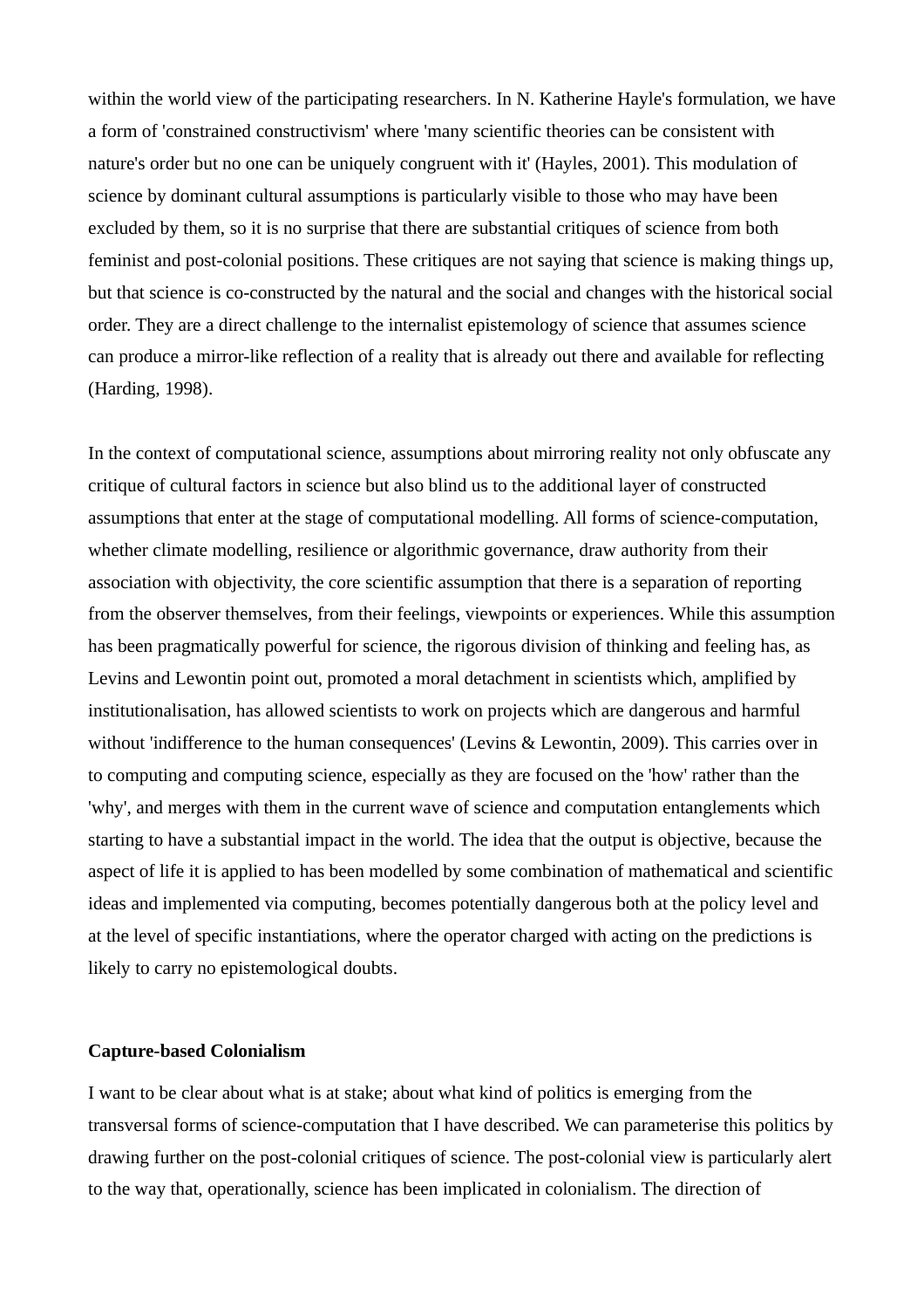within the world view of the participating researchers. In N. Katherine Hayle's formulation, we have a form of 'constrained constructivism' where 'many scientific theories can be consistent with nature's order but no one can be uniquely congruent with it' (Hayles, 2001). This modulation of science by dominant cultural assumptions is particularly visible to those who may have been excluded by them, so it is no surprise that there are substantial critiques of science from both feminist and post-colonial positions. These critiques are not saying that science is making things up, but that science is co-constructed by the natural and the social and changes with the historical social order. They are a direct challenge to the internalist epistemology of science that assumes science can produce a mirror-like reflection of a reality that is already out there and available for reflecting (Harding, 1998).

In the context of computational science, assumptions about mirroring reality not only obfuscate any critique of cultural factors in science but also blind us to the additional layer of constructed assumptions that enter at the stage of computational modelling. All forms of science-computation, whether climate modelling, resilience or algorithmic governance, draw authority from their association with objectivity, the core scientific assumption that there is a separation of reporting from the observer themselves, from their feelings, viewpoints or experiences. While this assumption has been pragmatically powerful for science, the rigorous division of thinking and feeling has, as Levins and Lewontin point out, promoted a moral detachment in scientists which, amplified by institutionalisation, has allowed scientists to work on projects which are dangerous and harmful without 'indifference to the human consequences' (Levins & Lewontin, 2009). This carries over in to computing and computing science, especially as they are focused on the 'how' rather than the 'why', and merges with them in the current wave of science and computation entanglements which starting to have a substantial impact in the world. The idea that the output is objective, because the aspect of life it is applied to has been modelled by some combination of mathematical and scientific ideas and implemented via computing, becomes potentially dangerous both at the policy level and at the level of specific instantiations, where the operator charged with acting on the predictions is likely to carry no epistemological doubts.

## Capture-based Colonialism

I want to be clear about what is at stake; about what kind of politics is emerging from the transversal forms of science-computation that I have described. We can parameterise this politics by drawing further on the post-colonial critiques of science. The post-colonial view is particularly alert to the way that, operationally, science has been implicated in colonialism. The direction of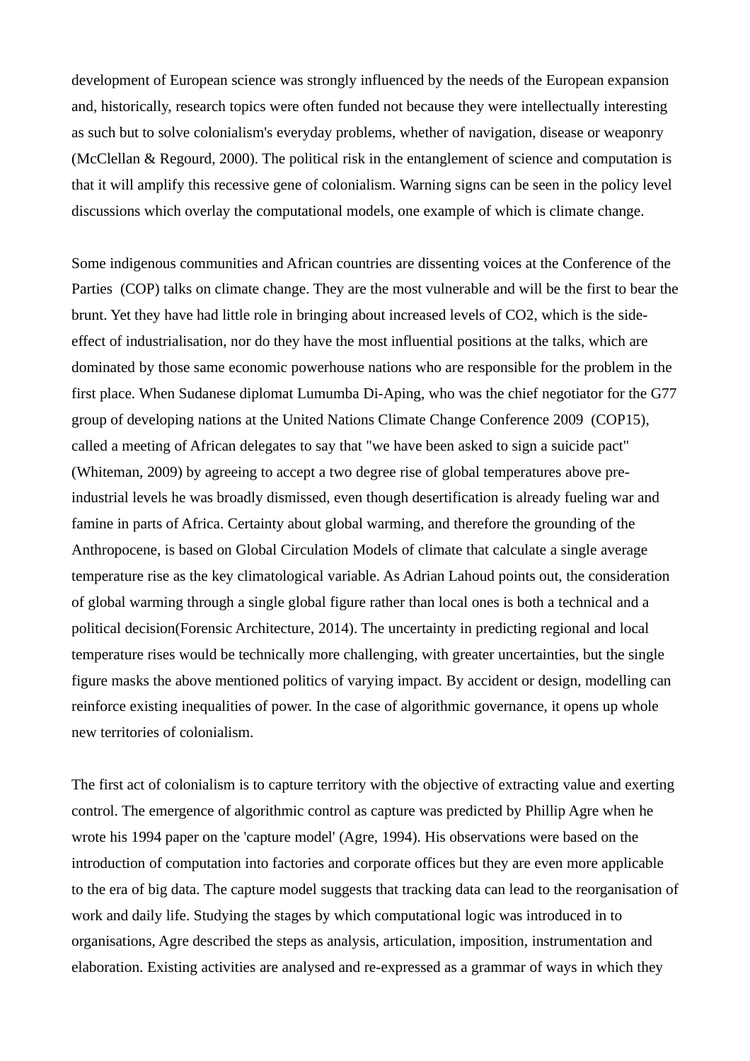development of European science was strongly influenced by the needs of the European expansion and, historically, research topics were often funded not because they were intellectually interesting as such but to solve colonialism's everyday problems, whether of navigation, disease or weaponry (McClellan & Regourd, 2000). The political risk in the entanglement of science and computation is that it will amplify this recessive gene of colonialism. Warning signs can be seen in the policy level discussions which overlay the computational models, one example of which is climate change.

Some indigenous communities and African countries are dissenting voices at the Conference of the Parties (COP) talks on climate change. They are the most vulnerable and will be the first to bear the brunt. Yet they have had little role in bringing about increased levels of $CO_2$, which is the side-effect of industrialisation, nor do they have the most influential positions at the talks, which are dominated by those same economic powerhouse nations who are responsible for the problem in the first place. When Sudanese diplomat Lumumba Di-Aping, who was the chief negotiator for the G77 group of developing nations at the United Nations Climate Change Conference 2009 (COP15), called a meeting of African delegates to say that "we have been asked to sign a suicide pact" (Whiteman, 2009) by agreeing to accept a two degree rise of global temperatures above pre-industrial levels he was broadly dismissed, even though desertification is already fueling war and famine in parts of Africa. Certainty about global warming, and therefore the grounding of the Anthropocene, is based on Global Circulation Models of climate that calculate a single average temperature rise as the key climatological variable. As Adrian Lahoud points out, the consideration of global warming through a single global figure rather than local ones is both a technical and a political decision(Forensic Architecture, 2014). The uncertainty in predicting regional and local temperature rises would be technically more challenging, with greater uncertainties, but the single figure masks the above mentioned politics of varying impact. By accident or design, modelling can reinforce existing inequalities of power. In the case of algorithmic governance, it opens up whole new territories of colonialism.

The first act of colonialism is to capture territory with the objective of extracting value and exerting control. The emergence of algorithmic control as capture was predicted by Phillip Agre when he wrote his 1994 paper on the 'capture model' (Agre, 1994). His observations were based on the introduction of computation into factories and corporate offices but they are even more applicable to the era of big data. The capture model suggests that tracking data can lead to the reorganisation of work and daily life. Studying the stages by which computational logic was introduced in to organisations, Agre described the steps as analysis, articulation, imposition, instrumentation and elaboration. Existing activities are analysed and re-expressed as a grammar of ways in which they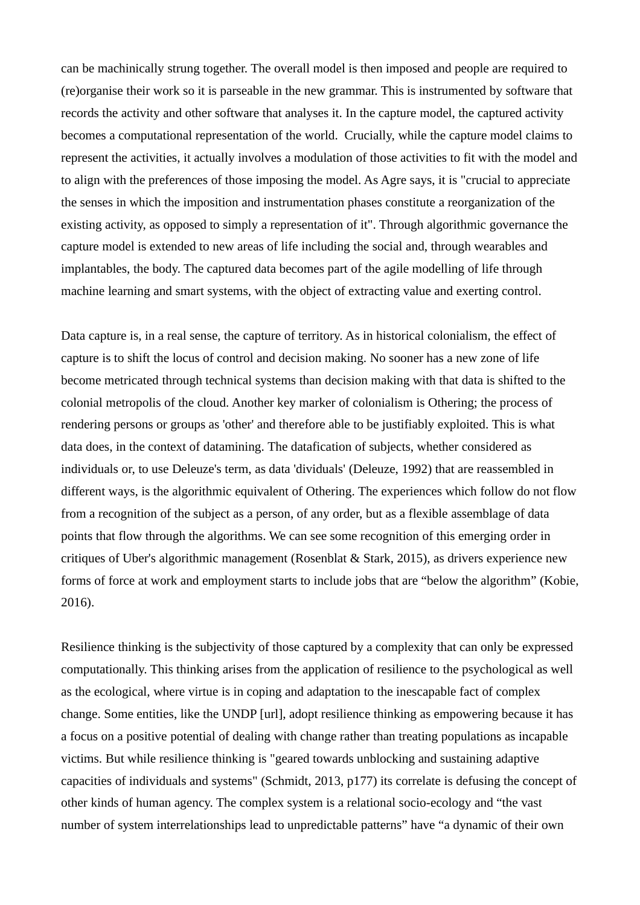can be machinically strung together. The overall model is then imposed and people are required to (re)organise their work so it is parseable in the new grammar. This is instrumented by software that records the activity and other software that analyses it. In the capture model, the captured activity becomes a computational representation of the world. Crucially, while the capture model claims to represent the activities, it actually involves a modulation of those activities to fit with the model and to align with the preferences of those imposing the model. As Agre says, it is "crucial to appreciate the senses in which the imposition and instrumentation phases constitute a reorganization of the existing activity, as opposed to simply a representation of it". Through algorithmic governance the capture model is extended to new areas of life including the social and, through wearables and implantables, the body. The captured data becomes part of the agile modelling of life through machine learning and smart systems, with the object of extracting value and exerting control.

Data capture is, in a real sense, the capture of territory. As in historical colonialism, the effect of capture is to shift the locus of control and decision making. No sooner has a new zone of life become metricated through technical systems than decision making with that data is shifted to the colonial metropolis of the cloud. Another key marker of colonialism is Othering; the process of rendering persons or groups as 'other' and therefore able to be justifiably exploited. This is what data does, in the context of datamining. The datafication of subjects, whether considered as individuals or, to use Deleuze's term, as data 'dividuals' (Deleuze, 1992) that are reassembled in different ways, is the algorithmic equivalent of Othering. The experiences which follow do not flow from a recognition of the subject as a person, of any order, but as a flexible assemblage of data points that flow through the algorithms. We can see some recognition of this emerging order in critiques of Uber's algorithmic management (Rosenblat & Stark, 2015), as drivers experience new forms of force at work and employment starts to include jobs that are "below the algorithm" (Kobie, 2016).

Resilience thinking is the subjectivity of those captured by a complexity that can only be expressed computationally. This thinking arises from the application of resilience to the psychological as well as the ecological, where virtue is in coping and adaptation to the inescapable fact of complex change. Some entities, like the UNDP [url], adopt resilience thinking as empowering because it has a focus on a positive potential of dealing with change rather than treating populations as incapable victims. But while resilience thinking is "geared towards unblocking and sustaining adaptive capacities of individuals and systems" (Schmidt, 2013, p177) its correlate is defusing the concept of other kinds of human agency. The complex system is a relational socio-ecology and "the vast number of system interrelationships lead to unpredictable patterns" have "a dynamic of their own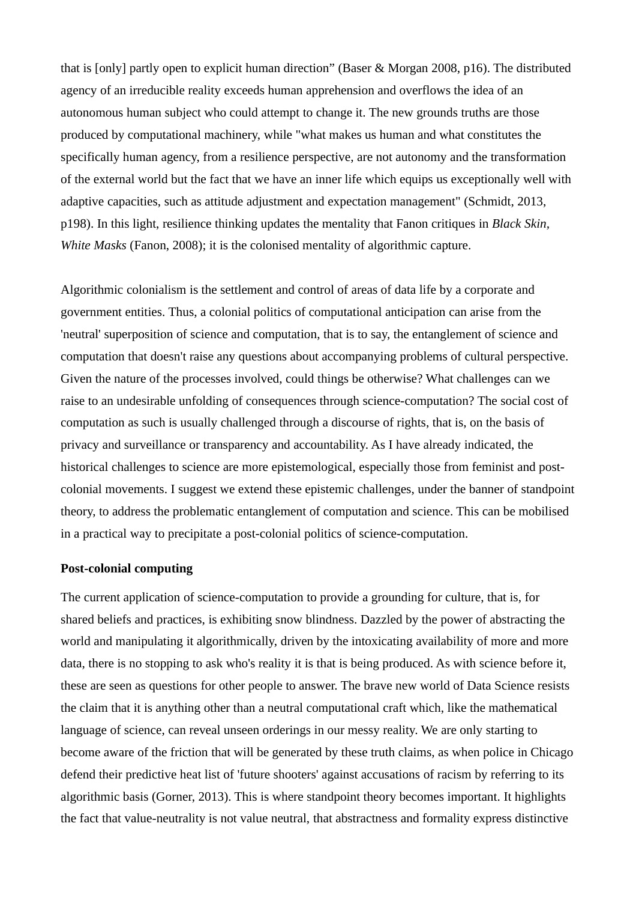that is [only] partly open to explicit human direction" (Baser & Morgan 2008, p16). The distributed agency of an irreducible reality exceeds human apprehension and overflows the idea of an autonomous human subject who could attempt to change it. The new grounds truths are those produced by computational machinery, while "what makes us human and what constitutes the specifically human agency, from a resilience perspective, are not autonomy and the transformation of the external world but the fact that we have an inner life which equips us exceptionally well with adaptive capacities, such as attitude adjustment and expectation management" (Schmidt, 2013, p198). In this light, resilience thinking updates the mentality that Fanon critiques in *Black Skin, White Masks* (Fanon, 2008); it is the colonised mentality of algorithmic capture.

Algorithmic colonialism is the settlement and control of areas of data life by a corporate and government entities. Thus, a colonial politics of computational anticipation can arise from the 'neutral' superposition of science and computation, that is to say, the entanglement of science and computation that doesn't raise any questions about accompanying problems of cultural perspective. Given the nature of the processes involved, could things be otherwise? What challenges can we raise to an undesirable unfolding of consequences through science-computation? The social cost of computation as such is usually challenged through a discourse of rights, that is, on the basis of privacy and surveillance or transparency and accountability. As I have already indicated, the historical challenges to science are more epistemological, especially those from feminist and post-colonial movements. I suggest we extend these epistemic challenges, under the banner of standpoint theory, to address the problematic entanglement of computation and science. This can be mobilised in a practical way to precipitate a post-colonial politics of science-computation.

**Post-colonial computing**

The current application of science-computation to provide a grounding for culture, that is, for shared beliefs and practices, is exhibiting snow blindness. Dazzled by the power of abstracting the world and manipulating it algorithmically, driven by the intoxicating availability of more and more data, there is no stopping to ask who's reality it is that is being produced. As with science before it, these are seen as questions for other people to answer. The brave new world of Data Science resists the claim that it is anything other than a neutral computational craft which, like the mathematical language of science, can reveal unseen orderings in our messy reality. We are only starting to become aware of the friction that will be generated by these truth claims, as when police in Chicago defend their predictive heat list of 'future shooters' against accusations of racism by referring to its algorithmic basis (Gorner, 2013). This is where standpoint theory becomes important. It highlights the fact that value-neutrality is not value neutral, that abstractness and formality express distinctive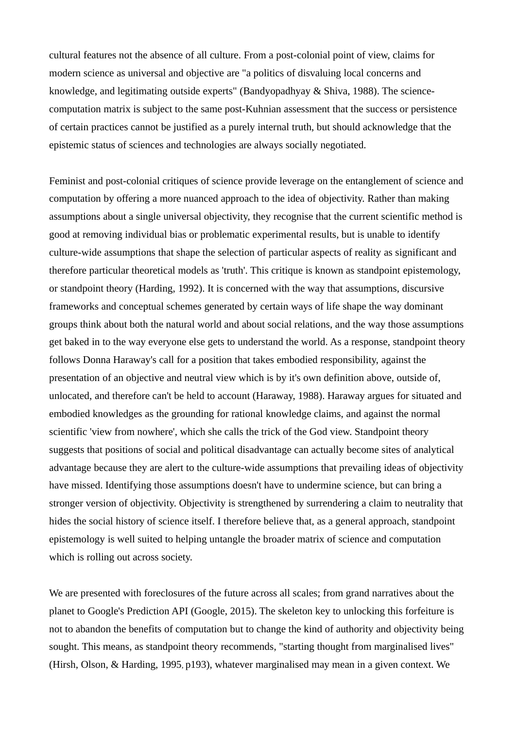cultural features not the absence of all culture. From a post-colonial point of view, claims for modern science as universal and objective are "a politics of disvaluing local concerns and knowledge, and legitimating outside experts" (Bandyopadhyay & Shiva, 1988). The science-computation matrix is subject to the same post-Kuhnian assessment that the success or persistence of certain practices cannot be justified as a purely internal truth, but should acknowledge that the epistemic status of sciences and technologies are always socially negotiated.

Feminist and post-colonial critiques of science provide leverage on the entanglement of science and computation by offering a more nuanced approach to the idea of objectivity. Rather than making assumptions about a single universal objectivity, they recognise that the current scientific method is good at removing individual bias or problematic experimental results, but is unable to identify culture-wide assumptions that shape the selection of particular aspects of reality as significant and therefore particular theoretical models as 'truth'. This critique is known as standpoint epistemology, or standpoint theory (Harding, 1992). It is concerned with the way that assumptions, discursive frameworks and conceptual schemes generated by certain ways of life shape the way dominant groups think about both the natural world and about social relations, and the way those assumptions get baked in to the way everyone else gets to understand the world. As a response, standpoint theory follows Donna Haraway's call for a position that takes embodied responsibility, against the presentation of an objective and neutral view which is by it's own definition above, outside of, unlocated, and therefore can't be held to account (Haraway, 1988). Haraway argues for situated and embodied knowledges as the grounding for rational knowledge claims, and against the normal scientific 'view from nowhere', which she calls the trick of the God view. Standpoint theory suggests that positions of social and political disadvantage can actually become sites of analytical advantage because they are alert to the culture-wide assumptions that prevailing ideas of objectivity have missed. Identifying those assumptions doesn't have to undermine science, but can bring a stronger version of objectivity. Objectivity is strengthened by surrendering a claim to neutrality that hides the social history of science itself. I therefore believe that, as a general approach, standpoint epistemology is well suited to helping untangle the broader matrix of science and computation which is rolling out across society.

We are presented with foreclosures of the future across all scales; from grand narratives about the planet to Google's Prediction API (Google, 2015). The skeleton key to unlocking this forfeiture is not to abandon the benefits of computation but to change the kind of authority and objectivity being sought. This means, as standpoint theory recommends, "starting thought from marginalised lives" (Hirsh, Olson, & Harding, 1995, p193), whatever marginalised may mean in a given context. We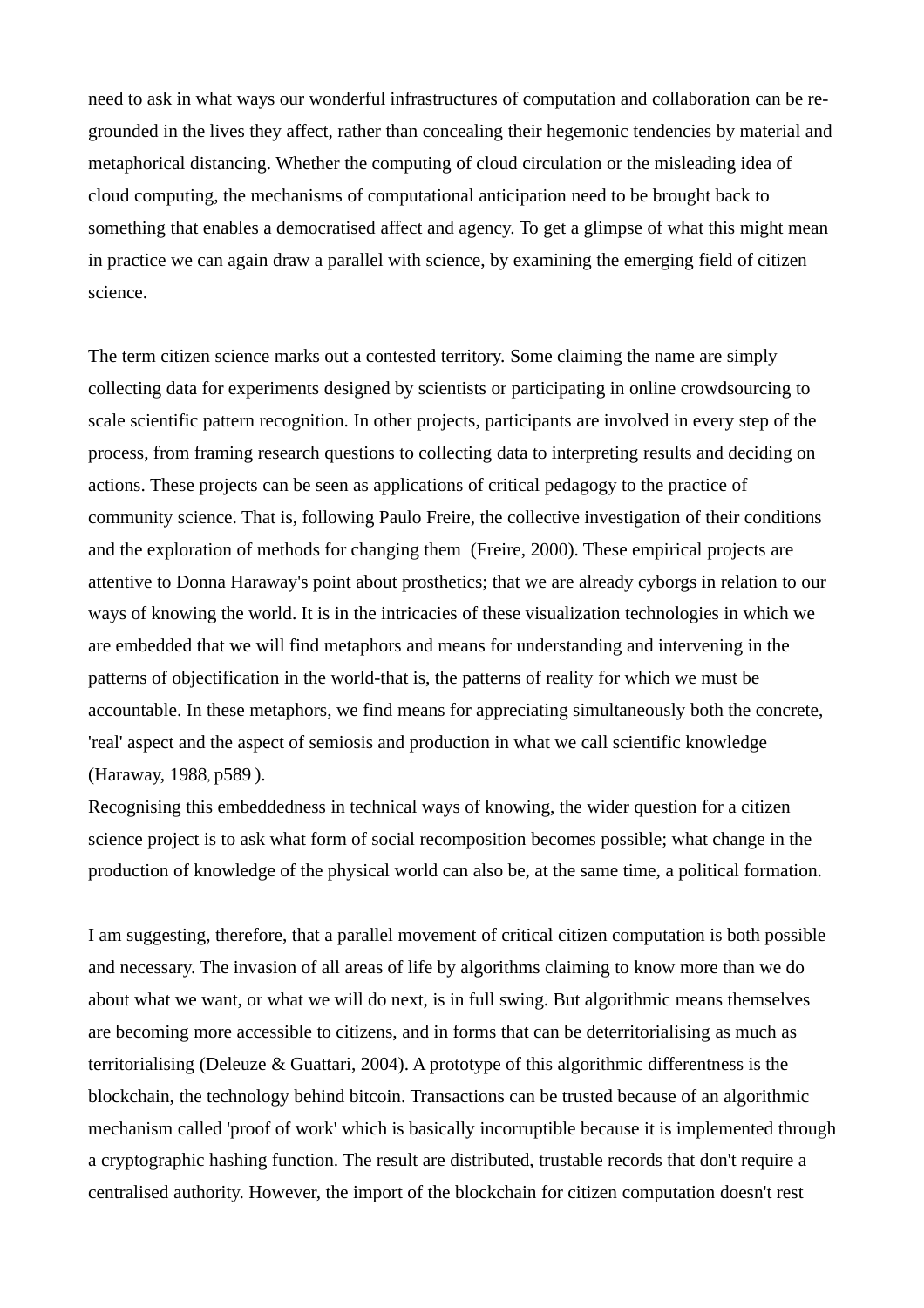need to ask in what ways our wonderful infrastructures of computation and collaboration can be re-grounded in the lives they affect, rather than concealing their hegemonic tendencies by material and metaphorical distancing. Whether the computing of cloud circulation or the misleading idea of cloud computing, the mechanisms of computational anticipation need to be brought back to something that enables a democratised affect and agency. To get a glimpse of what this might mean in practice we can again draw a parallel with science, by examining the emerging field of citizen science.

The term citizen science marks out a contested territory. Some claiming the name are simply collecting data for experiments designed by scientists or participating in online crowdsourcing to scale scientific pattern recognition. In other projects, participants are involved in every step of the process, from framing research questions to collecting data to interpreting results and deciding on actions. These projects can be seen as applications of critical pedagogy to the practice of community science. That is, following Paulo Freire, the collective investigation of their conditions and the exploration of methods for changing them (Freire, 2000). These empirical projects are attentive to Donna Haraway's point about prosthetics; that we are already cyborgs in relation to our ways of knowing the world. It is in the intricacies of these visualization technologies in which we are embedded that we will find metaphors and means for understanding and intervening in the patterns of objectification in the world-that is, the patterns of reality for which we must be accountable. In these metaphors, we find means for appreciating simultaneously both the concrete, 'real' aspect and the aspect of semiosis and production in what we call scientific knowledge (Haraway, 1988, p589 ).

Recognising this embeddedness in technical ways of knowing, the wider question for a citizen science project is to ask what form of social recomposition becomes possible; what change in the production of knowledge of the physical world can also be, at the same time, a political formation.

I am suggesting, therefore, that a parallel movement of critical citizen computation is both possible and necessary. The invasion of all areas of life by algorithms claiming to know more than we do about what we want, or what we will do next, is in full swing. But algorithmic means themselves are becoming more accessible to citizens, and in forms that can be deterritorialising as much as territorialising (Deleuze & Guattari, 2004). A prototype of this algorithmic differentness is the blockchain, the technology behind bitcoin. Transactions can be trusted because of an algorithmic mechanism called 'proof of work' which is basically incorruptible because it is implemented through a cryptographic hashing function. The result are distributed, trustable records that don't require a centralised authority. However, the import of the blockchain for citizen computation doesn't rest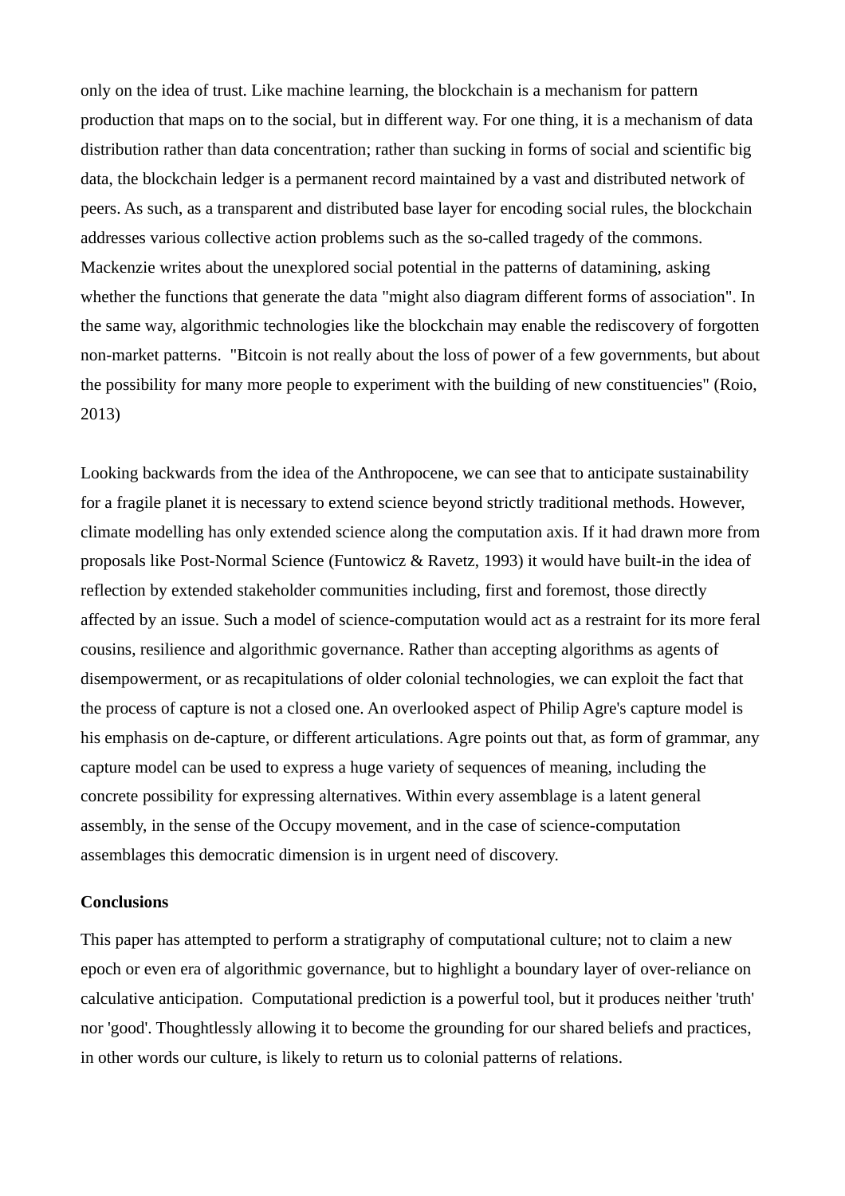only on the idea of trust. Like machine learning, the blockchain is a mechanism for pattern production that maps on to the social, but in different way. For one thing, it is a mechanism of data distribution rather than data concentration; rather than sucking in forms of social and scientific big data, the blockchain ledger is a permanent record maintained by a vast and distributed network of peers. As such, as a transparent and distributed base layer for encoding social rules, the blockchain addresses various collective action problems such as the so-called tragedy of the commons. Mackenzie writes about the unexplored social potential in the patterns of datamining, asking whether the functions that generate the data "might also diagram different forms of association". In the same way, algorithmic technologies like the blockchain may enable the rediscovery of forgotten non-market patterns. "Bitcoin is not really about the loss of power of a few governments, but about the possibility for many more people to experiment with the building of new constituencies" (Roio, 2013)

Looking backwards from the idea of the Anthropocene, we can see that to anticipate sustainability for a fragile planet it is necessary to extend science beyond strictly traditional methods. However, climate modelling has only extended science along the computation axis. If it had drawn more from proposals like Post-Normal Science (Funtowicz & Ravetz, 1993) it would have built-in the idea of reflection by extended stakeholder communities including, first and foremost, those directly affected by an issue. Such a model of science-computation would act as a restraint for its more feral cousins, resilience and algorithmic governance. Rather than accepting algorithms as agents of disempowerment, or as recapitulations of older colonial technologies, we can exploit the fact that the process of capture is not a closed one. An overlooked aspect of Philip Agre's capture model is his emphasis on de-capture, or different articulations. Agre points out that, as form of grammar, any capture model can be used to express a huge variety of sequences of meaning, including the concrete possibility for expressing alternatives. Within every assemblage is a latent general assembly, in the sense of the Occupy movement, and in the case of science-computation assemblages this democratic dimension is in urgent need of discovery.

**Conclusions**

This paper has attempted to perform a stratigraphy of computational culture; not to claim a new epoch or even era of algorithmic governance, but to highlight a boundary layer of over-reliance on calculative anticipation. Computational prediction is a powerful tool, but it produces neither 'truth' nor 'good'. Thoughtlessly allowing it to become the grounding for our shared beliefs and practices, in other words our culture, is likely to return us to colonial patterns of relations.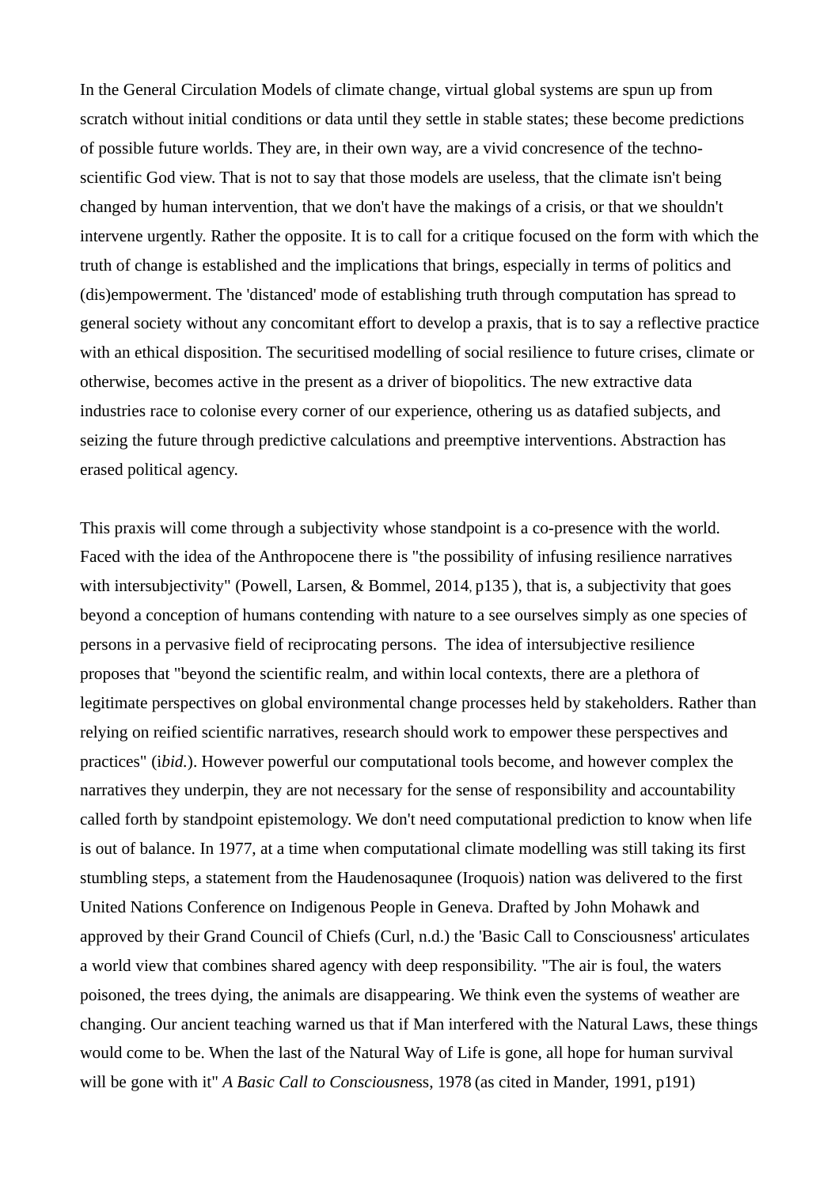In the General Circulation Models of climate change, virtual global systems are spun up from scratch without initial conditions or data until they settle in stable states; these become predictions of possible future worlds. They are, in their own way, are a vivid concresence of the techno-scientific God view. That is not to say that those models are useless, that the climate isn't being changed by human intervention, that we don't have the makings of a crisis, or that we shouldn't intervene urgently. Rather the opposite. It is to call for a critique focused on the form with which the truth of change is established and the implications that brings, especially in terms of politics and (dis)empowerment. The 'distanced' mode of establishing truth through computation has spread to general society without any concomitant effort to develop a praxis, that is to say a reflective practice with an ethical disposition. The securitised modelling of social resilience to future crises, climate or otherwise, becomes active in the present as a driver of biopolitics. The new extractive data industries race to colonise every corner of our experience, othering us as datafied subjects, and seizing the future through predictive calculations and preemptive interventions. Abstraction has erased political agency.

This praxis will come through a subjectivity whose standpoint is a co-presence with the world. Faced with the idea of the Anthropocene there is "the possibility of infusing resilience narratives with intersubjectivity" (Powell, Larsen, & Bommel, 2014, p135 ), that is, a subjectivity that goes beyond a conception of humans contending with nature to a see ourselves simply as one species of persons in a pervasive field of reciprocating persons. The idea of intersubjective resilience proposes that "beyond the scientific realm, and within local contexts, there are a plethora of legitimate perspectives on global environmental change processes held by stakeholders. Rather than relying on reified scientific narratives, research should work to empower these perspectives and practices" (i*bid.*). However powerful our computational tools become, and however complex the narratives they underpin, they are not necessary for the sense of responsibility and accountability called forth by standpoint epistemology. We don't need computational prediction to know when life is out of balance. In 1977, at a time when computational climate modelling was still taking its first stumbling steps, a statement from the Haudenosaqunee (Iroquois) nation was delivered to the first United Nations Conference on Indigenous People in Geneva. Drafted by John Mohawk and approved by their Grand Council of Chiefs (Curl, n.d.) the 'Basic Call to Consciousness' articulates a world view that combines shared agency with deep responsibility. "The air is foul, the waters poisoned, the trees dying, the animals are disappearing. We think even the systems of weather are changing. Our ancient teaching warned us that if Man interfered with the Natural Laws, these things would come to be. When the last of the Natural Way of Life is gone, all hope for human survival will be gone with it" *A Basic Call to Consciousn*ess, 1978 (as cited in Mander, 1991, p191)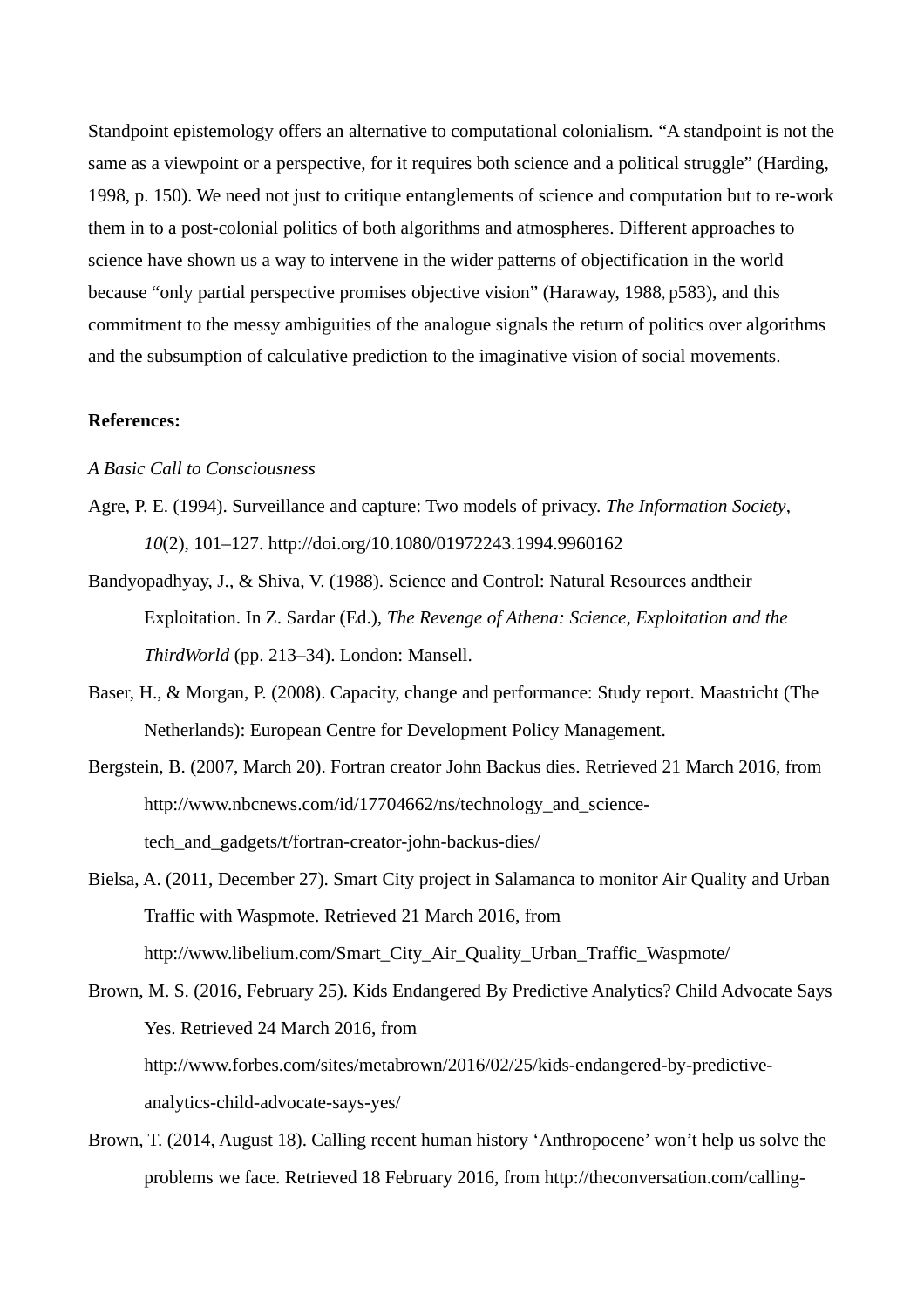Standpoint epistemology offers an alternative to computational colonialism. “A standpoint is not the same as a viewpoint or a perspective, for it requires both science and a political struggle” (Harding, 1998, p. 150). We need not just to critique entanglements of science and computation but to re-work them in to a post-colonial politics of both algorithms and atmospheres. Different approaches to science have shown us a way to intervene in the wider patterns of objectification in the world because “only partial perspective promises objective vision” (Haraway, 1988, p583), and this commitment to the messy ambiguities of the analogue signals the return of politics over algorithms and the subsumption of calculative prediction to the imaginative vision of social movements.

**References:**

*A Basic Call to Consciousness*

Agre, P. E. (1994). Surveillance and capture: Two models of privacy. *The Information Society*, *10*(2), 101–127. http://doi.org/10.1080/01972243.1994.9960162

Bandyopadhyay, J., & Shiva, V. (1988). Science and Control: Natural Resources andtheir Exploitation. In Z. Sardar (Ed.), *The Revenge of Athena: Science, Exploitation and the ThirdWorld* (pp. 213–34). London: Mansell.

Baser, H., & Morgan, P. (2008). Capacity, change and performance: Study report. Maastricht (The Netherlands): European Centre for Development Policy Management.

Bergstein, B. (2007, March 20). Fortran creator John Backus dies. Retrieved 21 March 2016, from http://www.nbcnews.com/id/17704662/ns/technology_and_science-tech_and_gadgets/t/fortran-creator-john-backus-dies/

Bielsa, A. (2011, December 27). Smart City project in Salamanca to monitor Air Quality and Urban Traffic with Waspmote. Retrieved 21 March 2016, from http://www.libelium.com/Smart_City_Air_Quality_Urban_Traffic_Waspmote/

Brown, M. S. (2016, February 25). Kids Endangered By Predictive Analytics? Child Advocate Says Yes. Retrieved 24 March 2016, from http://www.forbes.com/sites/metabrown/2016/02/25/kids-endangered-by-predictive-analytics-child-advocate-says-yes/

Brown, T. (2014, August 18). Calling recent human history ‘Anthropocene’ won’t help us solve the problems we face. Retrieved 18 February 2016, from http://theconversation.com/calling-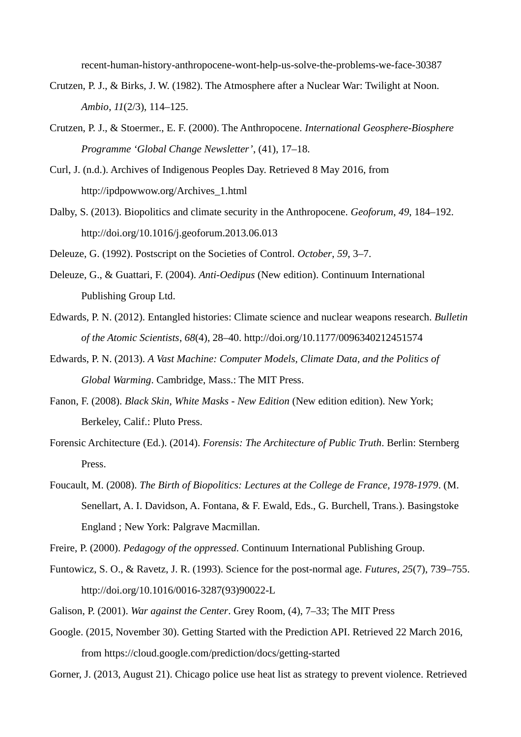recent-human-history-anthropocene-wont-help-us-solve-the-problems-we-face-30387

Crutzen, P. J., & Birks, J. W. (1982). The Atmosphere after a Nuclear War: Twilight at Noon. *Ambio*, *11*(2/3), 114–125.

Crutzen, P. J., & Stoermer., E. F. (2000). The Anthropocene. *International Geosphere-Biosphere Programme 'Global Change Newsletter'*, (41), 17–18.

Curl, J. (n.d.). Archives of Indigenous Peoples Day. Retrieved 8 May 2016, from http://ipdpowwow.org/Archives_1.html

Dalby, S. (2013). Biopolitics and climate security in the Anthropocene. *Geoforum*, *49*, 184–192. http://doi.org/10.1016/j.geoforum.2013.06.013

Deleuze, G. (1992). Postscript on the Societies of Control. *October*, *59*, 3–7.

Deleuze, G., & Guattari, F. (2004). *Anti-Oedipus* (New edition). Continuum International Publishing Group Ltd.

Edwards, P. N. (2012). Entangled histories: Climate science and nuclear weapons research. *Bulletin of the Atomic Scientists*, *68*(4), 28–40. http://doi.org/10.1177/0096340212451574

Edwards, P. N. (2013). *A Vast Machine: Computer Models, Climate Data, and the Politics of Global Warming*. Cambridge, Mass.: The MIT Press.

Fanon, F. (2008). *Black Skin, White Masks - New Edition* (New edition edition). New York; Berkeley, Calif.: Pluto Press.

Forensic Architecture (Ed.). (2014). *Forensis: The Architecture of Public Truth*. Berlin: Sternberg Press.

Foucault, M. (2008). *The Birth of Biopolitics: Lectures at the College de France, 1978-1979*. (M. Senellart, A. I. Davidson, A. Fontana, & F. Ewald, Eds., G. Burchell, Trans.). Basingstoke England ; New York: Palgrave Macmillan.

Freire, P. (2000). *Pedagogy of the oppressed*. Continuum International Publishing Group.

Funtowicz, S. O., & Ravetz, J. R. (1993). Science for the post-normal age. *Futures*, *25*(7), 739–755. http://doi.org/10.1016/0016-3287(93)90022-L

Galison, P. (2001). *War against the Center*. Grey Room, (4), 7–33; The MIT Press

Google. (2015, November 30). Getting Started with the Prediction API. Retrieved 22 March 2016, from https://cloud.google.com/prediction/docs/getting-started

Gorner, J. (2013, August 21). Chicago police use heat list as strategy to prevent violence. Retrieved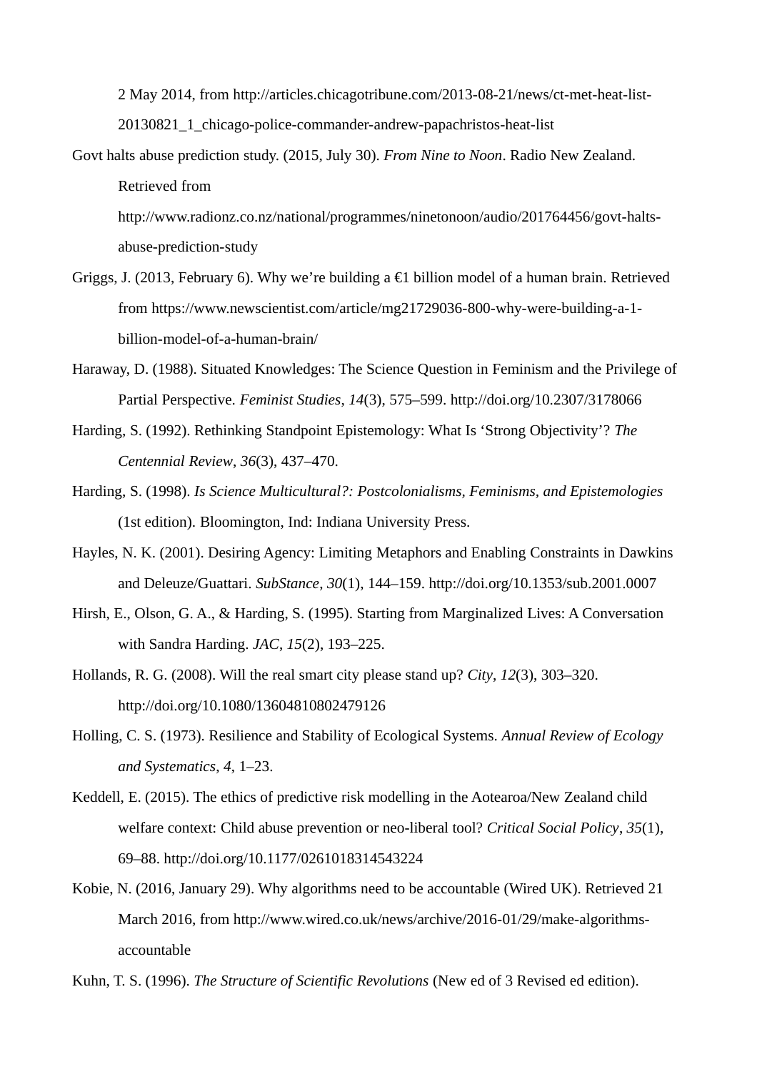2 May 2014, from http://articles.chicagotribune.com/2013-08-21/news/ct-met-heat-list-20130821_1_chicago-police-commander-andrew-papachristos-heat-list

Govt halts abuse prediction study. (2015, July 30). *From Nine to Noon*. Radio New Zealand. Retrieved from http://www.radionz.co.nz/national/programmes/ninetonoon/audio/201764456/govt-halts-abuse-prediction-study

Griggs, J. (2013, February 6). Why we're building a €1 billion model of a human brain. Retrieved from https://www.newscientist.com/article/mg21729036-800-why-were-building-a-1-billion-model-of-a-human-brain/

Haraway, D. (1988). Situated Knowledges: The Science Question in Feminism and the Privilege of Partial Perspective. *Feminist Studies*, *14*(3), 575–599. http://doi.org/10.2307/3178066

Harding, S. (1992). Rethinking Standpoint Epistemology: What Is 'Strong Objectivity'? *The Centennial Review*, *36*(3), 437–470.

Harding, S. (1998). *Is Science Multicultural?: Postcolonialisms, Feminisms, and Epistemologies* (1st edition). Bloomington, Ind: Indiana University Press.

Hayles, N. K. (2001). Desiring Agency: Limiting Metaphors and Enabling Constraints in Dawkins and Deleuze/Guattari. *SubStance*, *30*(1), 144–159. http://doi.org/10.1353/sub.2001.0007

Hirsh, E., Olson, G. A., & Harding, S. (1995). Starting from Marginalized Lives: A Conversation with Sandra Harding. *JAC*, *15*(2), 193–225.

Hollands, R. G. (2008). Will the real smart city please stand up? *City*, *12*(3), 303–320. http://doi.org/10.1080/13604810802479126

Holling, C. S. (1973). Resilience and Stability of Ecological Systems. *Annual Review of Ecology and Systematics*, *4*, 1–23.

Keddell, E. (2015). The ethics of predictive risk modelling in the Aotearoa/New Zealand child welfare context: Child abuse prevention or neo-liberal tool? *Critical Social Policy*, *35*(1), 69–88. http://doi.org/10.1177/0261018314543224

Kobie, N. (2016, January 29). Why algorithms need to be accountable (Wired UK). Retrieved 21 March 2016, from http://www.wired.co.uk/news/archive/2016-01/29/make-algorithms-accountable

Kuhn, T. S. (1996). *The Structure of Scientific Revolutions* (New ed of 3 Revised ed edition).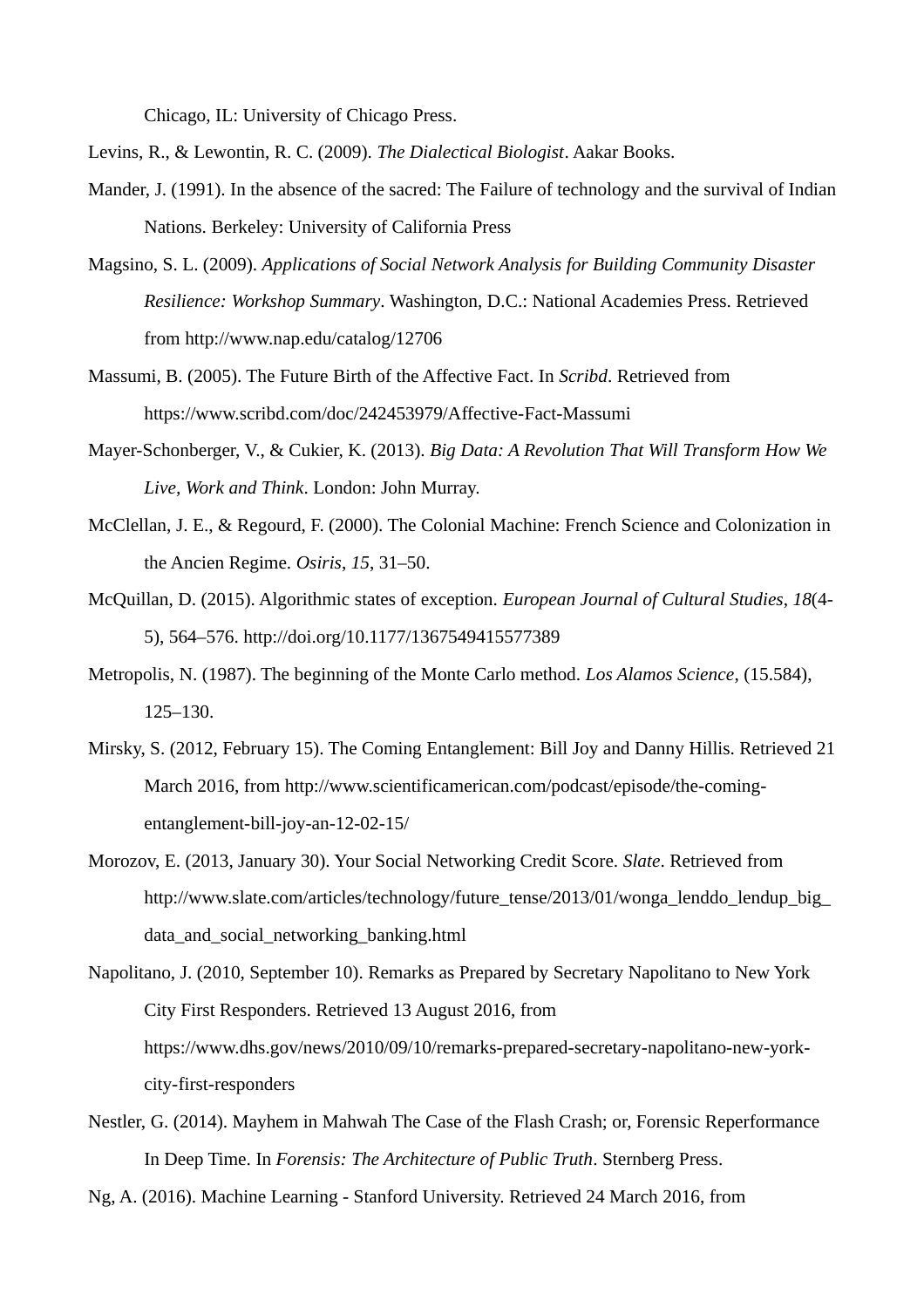Chicago, IL: University of Chicago Press.

Levins, R., & Lewontin, R. C. (2009). *The Dialectical Biologist*. Aakar Books.

Mander, J. (1991). In the absence of the sacred: The Failure of technology and the survival of Indian Nations. Berkeley: University of California Press

Magsino, S. L. (2009). *Applications of Social Network Analysis for Building Community Disaster Resilience: Workshop Summary*. Washington, D.C.: National Academies Press. Retrieved from http://www.nap.edu/catalog/12706

Massumi, B. (2005). The Future Birth of the Affective Fact. In *Scribd*. Retrieved from https://www.scribd.com/doc/242453979/Affective-Fact-Massumi

Mayer-Schonberger, V., & Cukier, K. (2013). *Big Data: A Revolution That Will Transform How We Live, Work and Think*. London: John Murray.

McClellan, J. E., & Regourd, F. (2000). The Colonial Machine: French Science and Colonization in the Ancien Regime. *Osiris*, *15*, 31–50.

McQuillan, D. (2015). Algorithmic states of exception. *European Journal of Cultural Studies*, *18*(4-5), 564–576. http://doi.org/10.1177/1367549415577389

Metropolis, N. (1987). The beginning of the Monte Carlo method. *Los Alamos Science*, (15.584), 125–130.

Mirsky, S. (2012, February 15). The Coming Entanglement: Bill Joy and Danny Hillis. Retrieved 21 March 2016, from http://www.scientificamerican.com/podcast/episode/the-coming-entanglement-bill-joy-an-12-02-15/

Morozov, E. (2013, January 30). Your Social Networking Credit Score. *Slate*. Retrieved from http://www.slate.com/articles/technology/future_tense/2013/01/wonga_lenddo_lendup_big_data_and_social_networking_banking.html

Napolitano, J. (2010, September 10). Remarks as Prepared by Secretary Napolitano to New York City First Responders. Retrieved 13 August 2016, from https://www.dhs.gov/news/2010/09/10/remarks-prepared-secretary-napolitano-new-york-city-first-responders

Nestler, G. (2014). Mayhem in Mahwah The Case of the Flash Crash; or, Forensic Reperformance In Deep Time. In *Forensis: The Architecture of Public Truth*. Sternberg Press.

Ng, A. (2016). Machine Learning - Stanford University. Retrieved 24 March 2016, from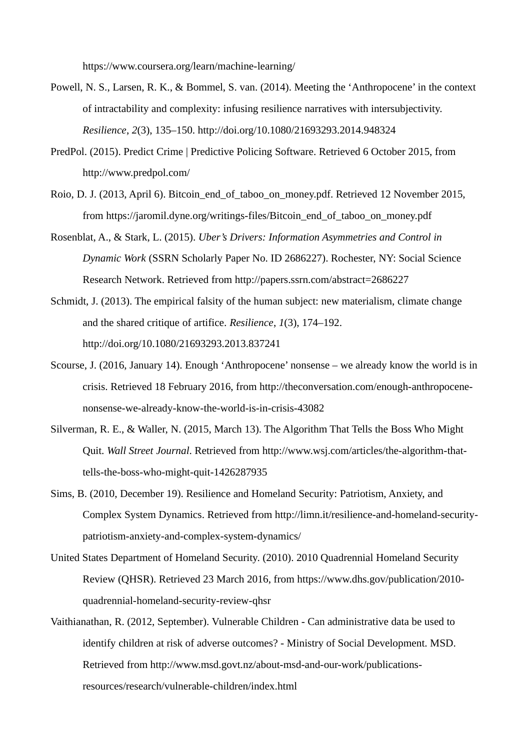https://www.coursera.org/learn/machine-learning/

Powell, N. S., Larsen, R. K., & Bommel, S. van. (2014). Meeting the 'Anthropocene' in the context of intractability and complexity: infusing resilience narratives with intersubjectivity. *Resilience*, *2*(3), 135–150. http://doi.org/10.1080/21693293.2014.948324

PredPol. (2015). Predict Crime | Predictive Policing Software. Retrieved 6 October 2015, from http://www.predpol.com/

Roio, D. J. (2013, April 6). Bitcoin_end_of_taboo_on_money.pdf. Retrieved 12 November 2015, from https://jaromil.dyne.org/writings-files/Bitcoin_end_of_taboo_on_money.pdf

Rosenblat, A., & Stark, L. (2015). *Uber's Drivers: Information Asymmetries and Control in Dynamic Work* (SSRN Scholarly Paper No. ID 2686227). Rochester, NY: Social Science Research Network. Retrieved from http://papers.ssrn.com/abstract=2686227

Schmidt, J. (2013). The empirical falsity of the human subject: new materialism, climate change and the shared critique of artifice. *Resilience*, *1*(3), 174–192. http://doi.org/10.1080/21693293.2013.837241

Scourse, J. (2016, January 14). Enough 'Anthropocene' nonsense – we already know the world is in crisis. Retrieved 18 February 2016, from http://theconversation.com/enough-anthropocene-nonsense-we-already-know-the-world-is-in-crisis-43082

Silverman, R. E., & Waller, N. (2015, March 13). The Algorithm That Tells the Boss Who Might Quit. *Wall Street Journal*. Retrieved from http://www.wsj.com/articles/the-algorithm-that-tells-the-boss-who-might-quit-1426287935

Sims, B. (2010, December 19). Resilience and Homeland Security: Patriotism, Anxiety, and Complex System Dynamics. Retrieved from http://limn.it/resilience-and-homeland-security-patriotism-anxiety-and-complex-system-dynamics/

United States Department of Homeland Security. (2010). 2010 Quadrennial Homeland Security Review (QHSR). Retrieved 23 March 2016, from https://www.dhs.gov/publication/2010-quadrennial-homeland-security-review-qhsr

Vaithianathan, R. (2012, September). Vulnerable Children - Can administrative data be used to identify children at risk of adverse outcomes? - Ministry of Social Development. MSD. Retrieved from http://www.msd.govt.nz/about-msd-and-our-work/publications-resources/research/vulnerable-children/index.html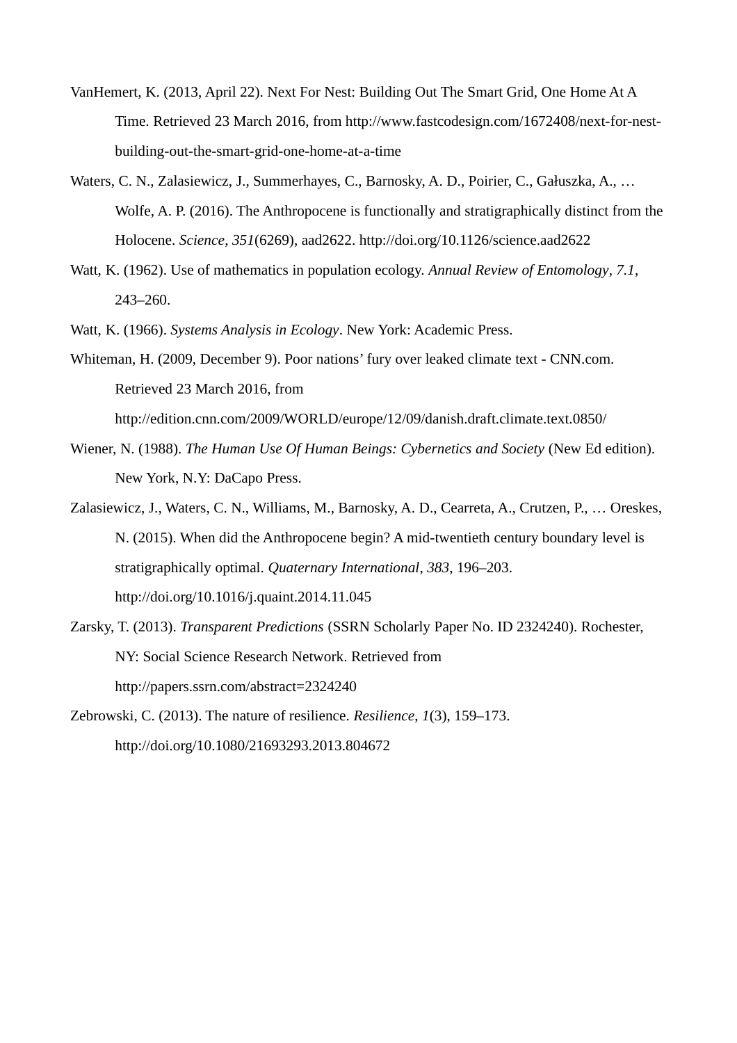VanHemert, K. (2013, April 22). Next For Nest: Building Out The Smart Grid, One Home At A Time. Retrieved 23 March 2016, from http://www.fastcodesign.com/1672408/next-for-nest-building-out-the-smart-grid-one-home-at-a-time

Waters, C. N., Zalasiewicz, J., Summerhayes, C., Barnosky, A. D., Poirier, C., Gałuszka, A., … Wolfe, A. P. (2016). The Anthropocene is functionally and stratigraphically distinct from the Holocene. *Science*, *351*(6269), aad2622. http://doi.org/10.1126/science.aad2622

Watt, K. (1962). Use of mathematics in population ecology. *Annual Review of Entomology*, *7.1*, 243–260.

Watt, K. (1966). *Systems Analysis in Ecology*. New York: Academic Press.

Whiteman, H. (2009, December 9). Poor nations' fury over leaked climate text - CNN.com. Retrieved 23 March 2016, from http://edition.cnn.com/2009/WORLD/europe/12/09/danish.draft.climate.text.0850/

Wiener, N. (1988). *The Human Use Of Human Beings: Cybernetics and Society* (New Ed edition). New York, N.Y: DaCapo Press.

Zalasiewicz, J., Waters, C. N., Williams, M., Barnosky, A. D., Cearreta, A., Crutzen, P., … Oreskes, N. (2015). When did the Anthropocene begin? A mid-twentieth century boundary level is stratigraphically optimal. *Quaternary International*, *383*, 196–203. http://doi.org/10.1016/j.quaint.2014.11.045

Zarsky, T. (2013). *Transparent Predictions* (SSRN Scholarly Paper No. ID 2324240). Rochester, NY: Social Science Research Network. Retrieved from http://papers.ssrn.com/abstract=2324240

Zebrowski, C. (2013). The nature of resilience. *Resilience*, *1*(3), 159–173. http://doi.org/10.1080/21693293.2013.804672